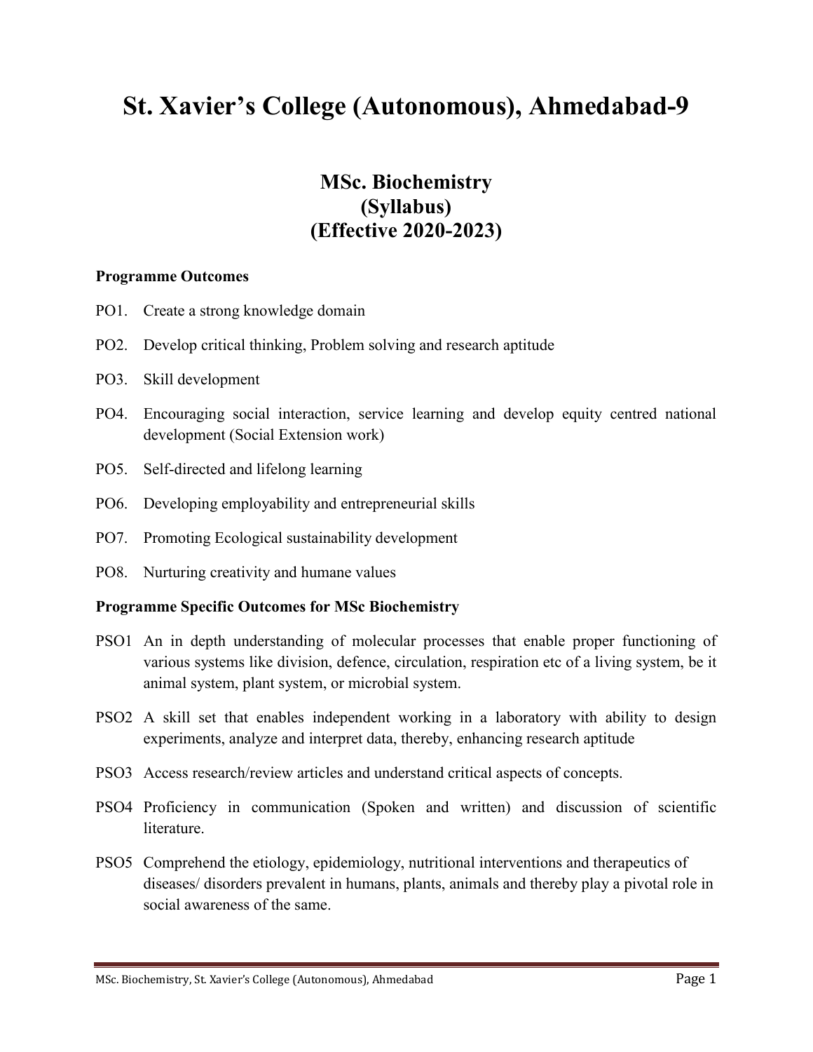# St. Xavier's College (Autonomous), Ahmedabad-9

## MSc. Biochemistry
## (Syllabus)
## (Effective 2020-2023)

**Programme Outcomes**

PO1. Create a strong knowledge domain

PO2. Develop critical thinking, Problem solving and research aptitude

PO3. Skill development

PO4. Encouraging social interaction, service learning and develop equity centred national development (Social Extension work)

PO5. Self-directed and lifelong learning

PO6. Developing employability and entrepreneurial skills

PO7. Promoting Ecological sustainability development

PO8. Nurturing creativity and humane values

**Programme Specific Outcomes for MSc Biochemistry**

PSO1 An in depth understanding of molecular processes that enable proper functioning of various systems like division, defence, circulation, respiration etc of a living system, be it animal system, plant system, or microbial system.

PSO2 A skill set that enables independent working in a laboratory with ability to design experiments, analyze and interpret data, thereby, enhancing research aptitude

PSO3 Access research/review articles and understand critical aspects of concepts.

PSO4 Proficiency in communication (Spoken and written) and discussion of scientific literature.

PSO5 Comprehend the etiology, epidemiology, nutritional interventions and therapeutics of diseases/ disorders prevalent in humans, plants, animals and thereby play a pivotal role in social awareness of the same.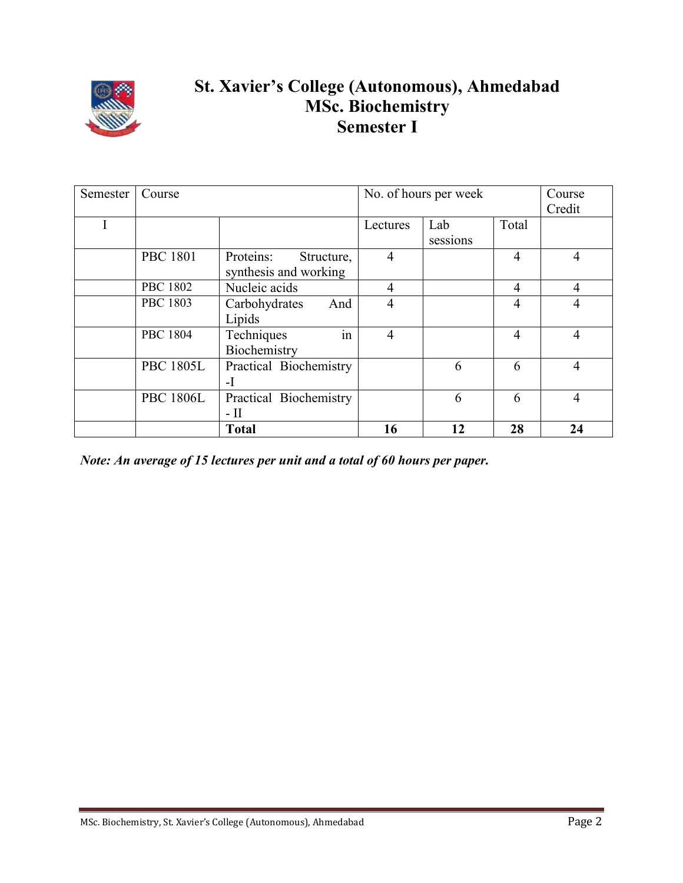# St. Xavier's College (Autonomous), Ahmedabad
# MSc. Biochemistry
# Semester I

| Semester | Course | | No. of hours per week | | | Course Credit |
|---|---|---|---|---|---|---|
| I | | | Lectures | Lab sessions | Total | |
| | PBC 1801 | Proteins: Structure, synthesis and working | 4 | | 4 | 4 |
| | PBC 1802 | Nucleic acids | 4 | | 4 | 4 |
| | PBC 1803 | Carbohydrates And Lipids | 4 | | 4 | 4 |
| | PBC 1804 | Techniques in Biochemistry | 4 | | 4 | 4 |
| | PBC 1805L | Practical Biochemistry -I | | 6 | 6 | 4 |
| | PBC 1806L | Practical Biochemistry - II | | 6 | 6 | 4 |
| | | **Total** | **16** | **12** | **28** | **24** |

***Note: An average of 15 lectures per unit and a total of 60 hours per paper.***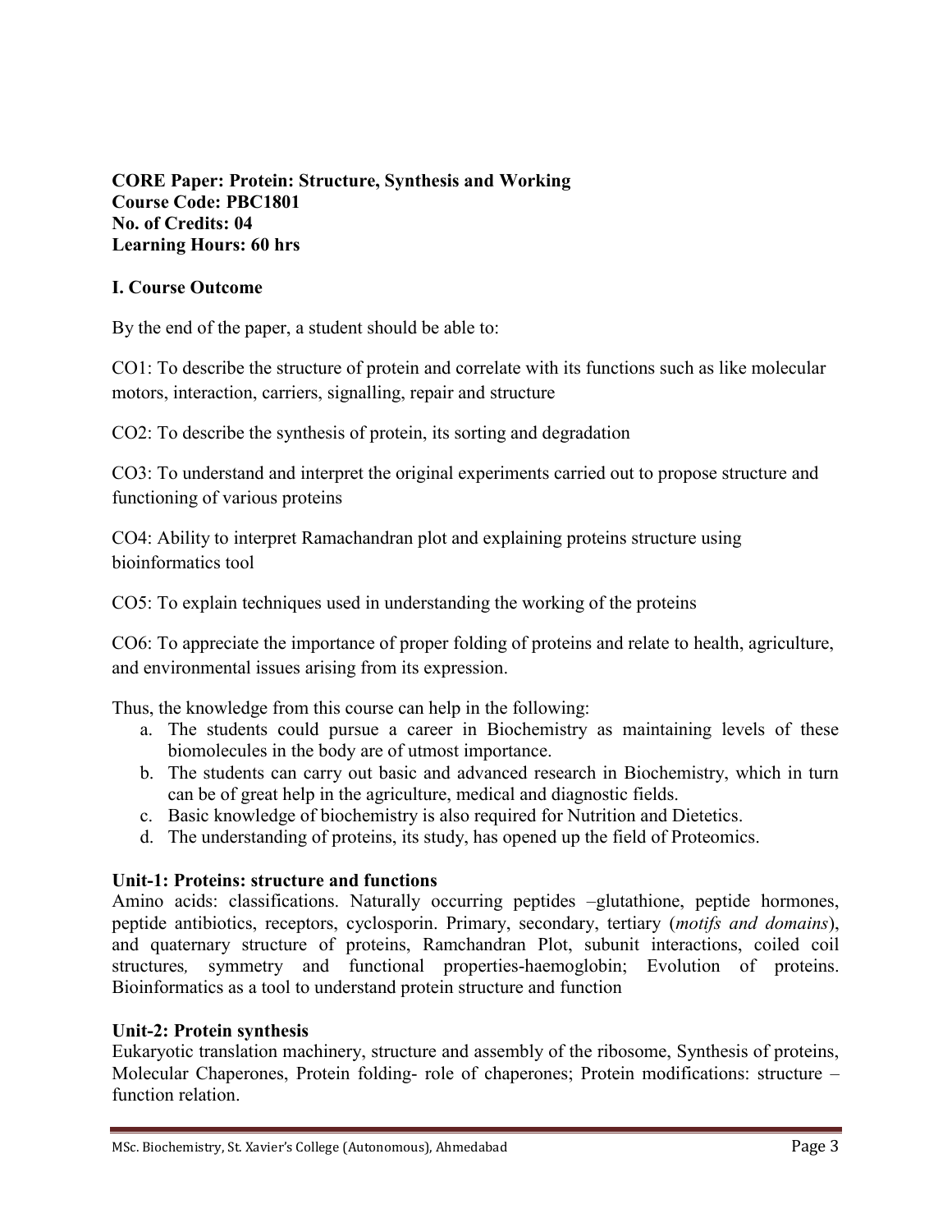**CORE Paper: Protein: Structure, Synthesis and Working**
**Course Code: PBC1801**
**No. of Credits: 04**
**Learning Hours: 60 hrs**

## I. Course Outcome

By the end of the paper, a student should be able to:

CO1: To describe the structure of protein and correlate with its functions such as like molecular motors, interaction, carriers, signalling, repair and structure

CO2: To describe the synthesis of protein, its sorting and degradation

CO3: To understand and interpret the original experiments carried out to propose structure and functioning of various proteins

CO4: Ability to interpret Ramachandran plot and explaining proteins structure using bioinformatics tool

CO5: To explain techniques used in understanding the working of the proteins

CO6: To appreciate the importance of proper folding of proteins and relate to health, agriculture, and environmental issues arising from its expression.

Thus, the knowledge from this course can help in the following:

a. The students could pursue a career in Biochemistry as maintaining levels of these biomolecules in the body are of utmost importance.
b. The students can carry out basic and advanced research in Biochemistry, which in turn can be of great help in the agriculture, medical and diagnostic fields.
c. Basic knowledge of biochemistry is also required for Nutrition and Dietetics.
d. The understanding of proteins, its study, has opened up the field of Proteomics.

### Unit-1: Proteins: structure and functions

Amino acids: classifications. Naturally occurring peptides –glutathione, peptide hormones, peptide antibiotics, receptors, cyclosporin. Primary, secondary, tertiary (*motifs and domains*), and quaternary structure of proteins, Ramchandran Plot, subunit interactions, coiled coil structures, symmetry and functional properties-haemoglobin; Evolution of proteins. Bioinformatics as a tool to understand protein structure and function

### Unit-2: Protein synthesis

Eukaryotic translation machinery, structure and assembly of the ribosome, Synthesis of proteins, Molecular Chaperones, Protein folding- role of chaperones; Protein modifications: structure – function relation.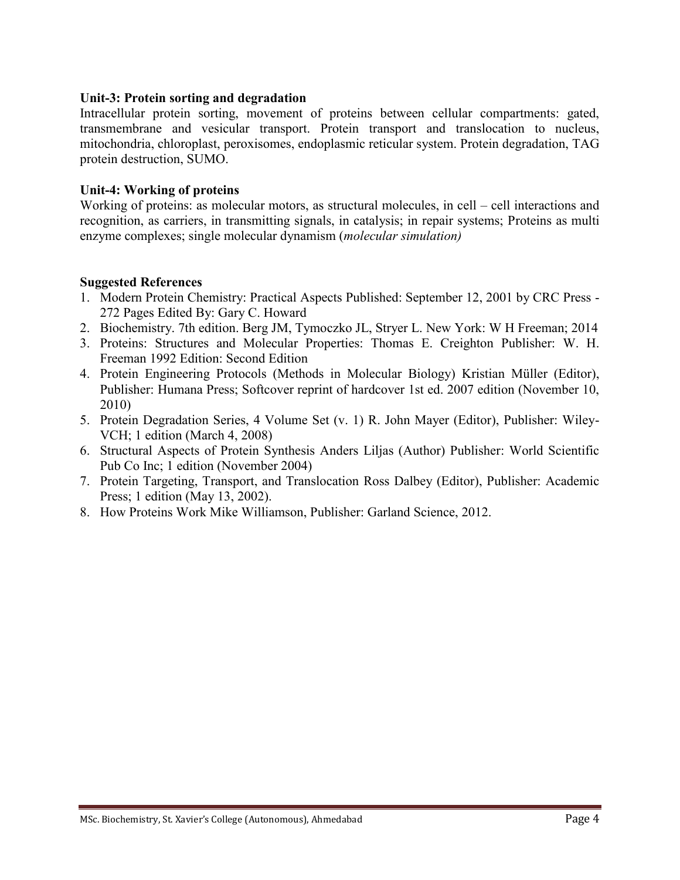**Unit-3: Protein sorting and degradation**

Intracellular protein sorting, movement of proteins between cellular compartments: gated, transmembrane and vesicular transport. Protein transport and translocation to nucleus, mitochondria, chloroplast, peroxisomes, endoplasmic reticular system. Protein degradation, TAG protein destruction, SUMO.

**Unit-4: Working of proteins**

Working of proteins: as molecular motors, as structural molecules, in cell – cell interactions and recognition, as carriers, in transmitting signals, in catalysis; in repair systems; Proteins as multi enzyme complexes; single molecular dynamism (*molecular simulation)*

**Suggested References**

1. Modern Protein Chemistry: Practical Aspects Published: September 12, 2001 by CRC Press - 272 Pages Edited By: Gary C. Howard
2. Biochemistry. 7th edition. Berg JM, Tymoczko JL, Stryer L. New York: W H Freeman; 2014
3. Proteins: Structures and Molecular Properties: Thomas E. Creighton Publisher: W. H. Freeman 1992 Edition: Second Edition
4. Protein Engineering Protocols (Methods in Molecular Biology) Kristian Müller (Editor), Publisher: Humana Press; Softcover reprint of hardcover 1st ed. 2007 edition (November 10, 2010)
5. Protein Degradation Series, 4 Volume Set (v. 1) R. John Mayer (Editor), Publisher: Wiley-VCH; 1 edition (March 4, 2008)
6. Structural Aspects of Protein Synthesis Anders Liljas (Author) Publisher: World Scientific Pub Co Inc; 1 edition (November 2004)
7. Protein Targeting, Transport, and Translocation Ross Dalbey (Editor), Publisher: Academic Press; 1 edition (May 13, 2002).
8. How Proteins Work Mike Williamson, Publisher: Garland Science, 2012.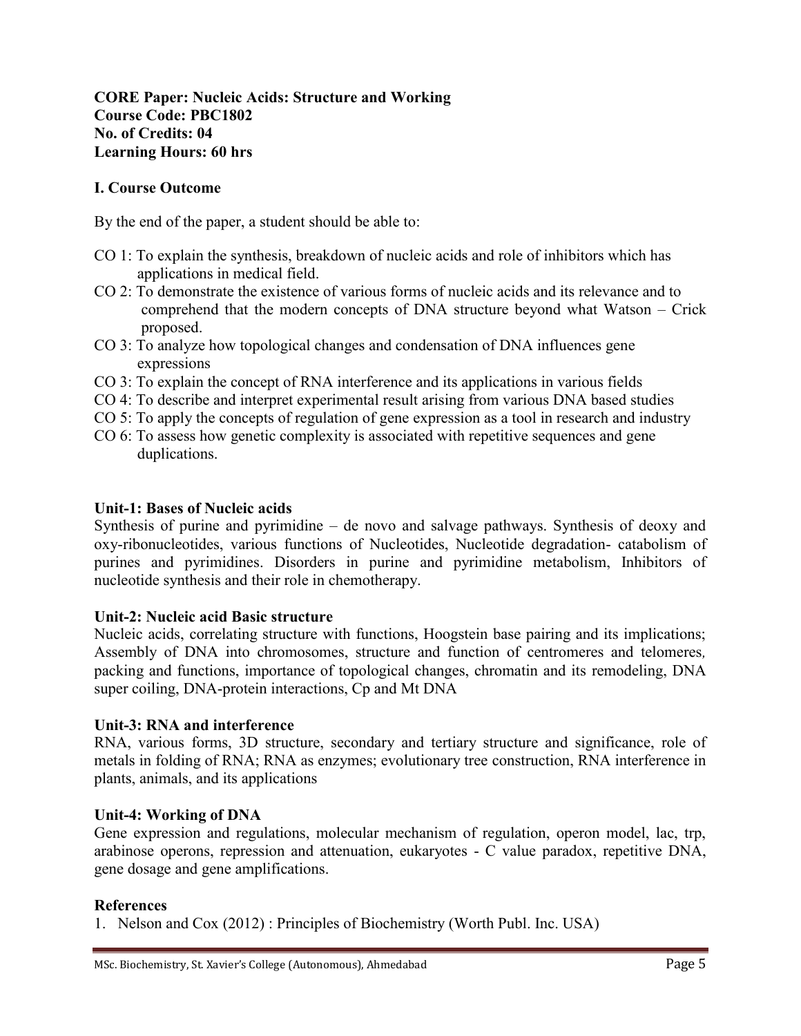**CORE Paper: Nucleic Acids: Structure and Working**
**Course Code: PBC1802**
**No. of Credits: 04**
**Learning Hours: 60 hrs**

**I. Course Outcome**

By the end of the paper, a student should be able to:

- CO 1: To explain the synthesis, breakdown of nucleic acids and role of inhibitors which has applications in medical field.
- CO 2: To demonstrate the existence of various forms of nucleic acids and its relevance and to comprehend that the modern concepts of DNA structure beyond what Watson – Crick proposed.
- CO 3: To analyze how topological changes and condensation of DNA influences gene expressions
- CO 3: To explain the concept of RNA interference and its applications in various fields
- CO 4: To describe and interpret experimental result arising from various DNA based studies
- CO 5: To apply the concepts of regulation of gene expression as a tool in research and industry
- CO 6: To assess how genetic complexity is associated with repetitive sequences and gene duplications.

**Unit-1: Bases of Nucleic acids**

Synthesis of purine and pyrimidine – de novo and salvage pathways. Synthesis of deoxy and oxy-ribonucleotides, various functions of Nucleotides, Nucleotide degradation- catabolism of purines and pyrimidines. Disorders in purine and pyrimidine metabolism, Inhibitors of nucleotide synthesis and their role in chemotherapy.

**Unit-2: Nucleic acid Basic structure**

Nucleic acids, correlating structure with functions, Hoogstein base pairing and its implications; Assembly of DNA into chromosomes, structure and function of centromeres and telomeres, packing and functions, importance of topological changes, chromatin and its remodeling, DNA super coiling, DNA-protein interactions, Cp and Mt DNA

**Unit-3: RNA and interference**

RNA, various forms, 3D structure, secondary and tertiary structure and significance, role of metals in folding of RNA; RNA as enzymes; evolutionary tree construction, RNA interference in plants, animals, and its applications

**Unit-4: Working of DNA**

Gene expression and regulations, molecular mechanism of regulation, operon model, lac, trp, arabinose operons, repression and attenuation, eukaryotes - C value paradox, repetitive DNA, gene dosage and gene amplifications.

**References**

1. Nelson and Cox (2012) : Principles of Biochemistry (Worth Publ. Inc. USA)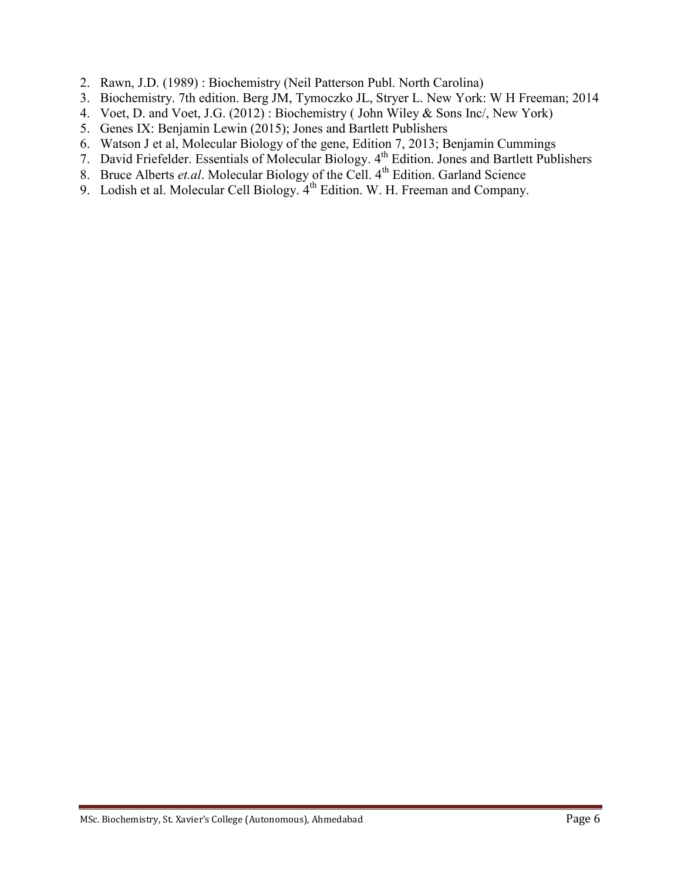2. Rawn, J.D. (1989) : Biochemistry (Neil Patterson Publ. North Carolina)
3. Biochemistry. 7th edition. Berg JM, Tymoczko JL, Stryer L. New York: W H Freeman; 2014
4. Voet, D. and Voet, J.G. (2012) : Biochemistry ( John Wiley & Sons Inc/, New York)
5. Genes IX: Benjamin Lewin (2015); Jones and Bartlett Publishers
6. Watson J et al, Molecular Biology of the gene, Edition 7, 2013; Benjamin Cummings
7. David Friefelder. Essentials of Molecular Biology. 4th Edition. Jones and Bartlett Publishers
8. Bruce Alberts *et.al*. Molecular Biology of the Cell. 4th Edition. Garland Science
9. Lodish et al. Molecular Cell Biology. 4th Edition. W. H. Freeman and Company.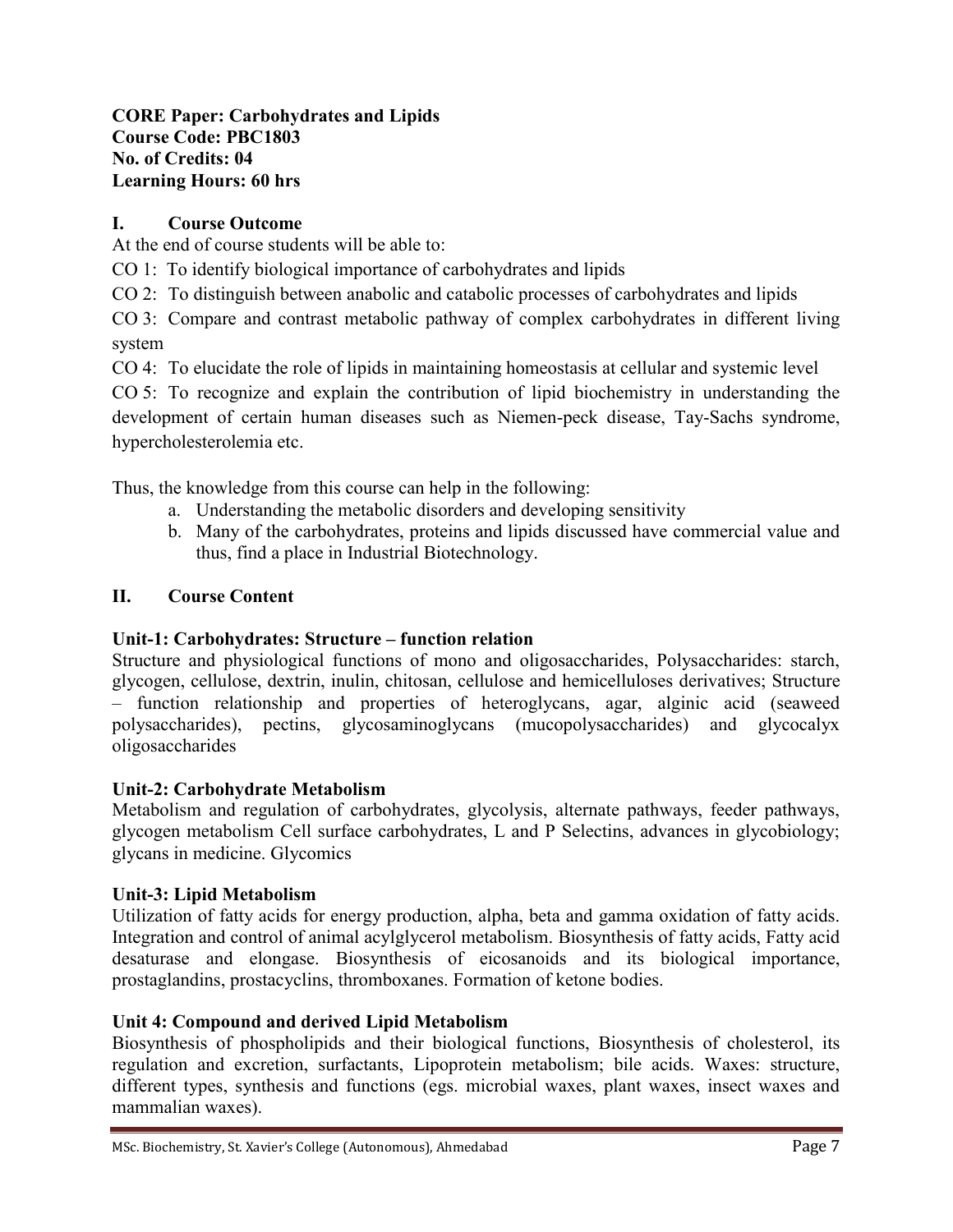**CORE Paper: Carbohydrates and Lipids**
**Course Code: PBC1803**
**No. of Credits: 04**
**Learning Hours: 60 hrs**

## I. Course Outcome

At the end of course students will be able to:

CO 1: To identify biological importance of carbohydrates and lipids

CO 2: To distinguish between anabolic and catabolic processes of carbohydrates and lipids

CO 3: Compare and contrast metabolic pathway of complex carbohydrates in different living system

CO 4: To elucidate the role of lipids in maintaining homeostasis at cellular and systemic level

CO 5: To recognize and explain the contribution of lipid biochemistry in understanding the development of certain human diseases such as Niemen-peck disease, Tay-Sachs syndrome, hypercholesterolemia etc.

Thus, the knowledge from this course can help in the following:

a. Understanding the metabolic disorders and developing sensitivity
b. Many of the carbohydrates, proteins and lipids discussed have commercial value and thus, find a place in Industrial Biotechnology.

## II. Course Content

### Unit-1: Carbohydrates: Structure – function relation

Structure and physiological functions of mono and oligosaccharides, Polysaccharides: starch, glycogen, cellulose, dextrin, inulin, chitosan, cellulose and hemicelluloses derivatives; Structure – function relationship and properties of heteroglycans, agar, alginic acid (seaweed polysaccharides), pectins, glycosaminoglycans (mucopolysaccharides) and glycocalyx oligosaccharides

### Unit-2: Carbohydrate Metabolism

Metabolism and regulation of carbohydrates, glycolysis, alternate pathways, feeder pathways, glycogen metabolism Cell surface carbohydrates, L and P Selectins, advances in glycobiology; glycans in medicine. Glycomics

### Unit-3: Lipid Metabolism

Utilization of fatty acids for energy production, alpha, beta and gamma oxidation of fatty acids. Integration and control of animal acylglycerol metabolism. Biosynthesis of fatty acids, Fatty acid desaturase and elongase. Biosynthesis of eicosanoids and its biological importance, prostaglandins, prostacyclins, thromboxanes. Formation of ketone bodies.

### Unit 4: Compound and derived Lipid Metabolism

Biosynthesis of phospholipids and their biological functions, Biosynthesis of cholesterol, its regulation and excretion, surfactants, Lipoprotein metabolism; bile acids. Waxes: structure, different types, synthesis and functions (egs. microbial waxes, plant waxes, insect waxes and mammalian waxes).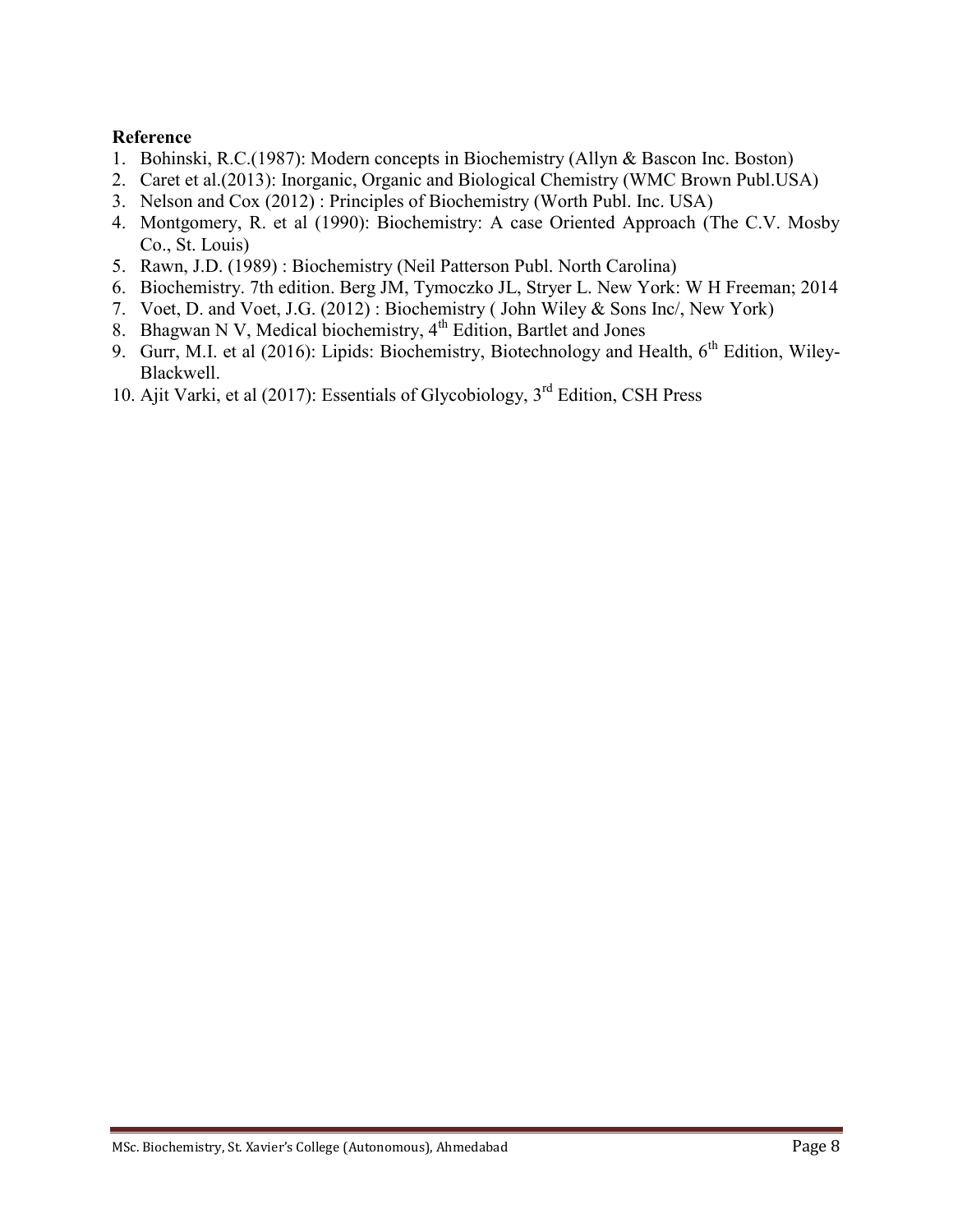**Reference**

1. Bohinski, R.C.(1987): Modern concepts in Biochemistry (Allyn & Bascon Inc. Boston)
2. Caret et al.(2013): Inorganic, Organic and Biological Chemistry (WMC Brown Publ.USA)
3. Nelson and Cox (2012) : Principles of Biochemistry (Worth Publ. Inc. USA)
4. Montgomery, R. et al (1990): Biochemistry: A case Oriented Approach (The C.V. Mosby Co., St. Louis)
5. Rawn, J.D. (1989) : Biochemistry (Neil Patterson Publ. North Carolina)
6. Biochemistry. 7th edition. Berg JM, Tymoczko JL, Stryer L. New York: W H Freeman; 2014
7. Voet, D. and Voet, J.G. (2012) : Biochemistry ( John Wiley & Sons Inc/, New York)
8. Bhagwan N V, Medical biochemistry, 4th Edition, Bartlet and Jones
9. Gurr, M.I. et al (2016): Lipids: Biochemistry, Biotechnology and Health, 6th Edition, Wiley-Blackwell.
10. Ajit Varki, et al (2017): Essentials of Glycobiology, 3rd Edition, CSH Press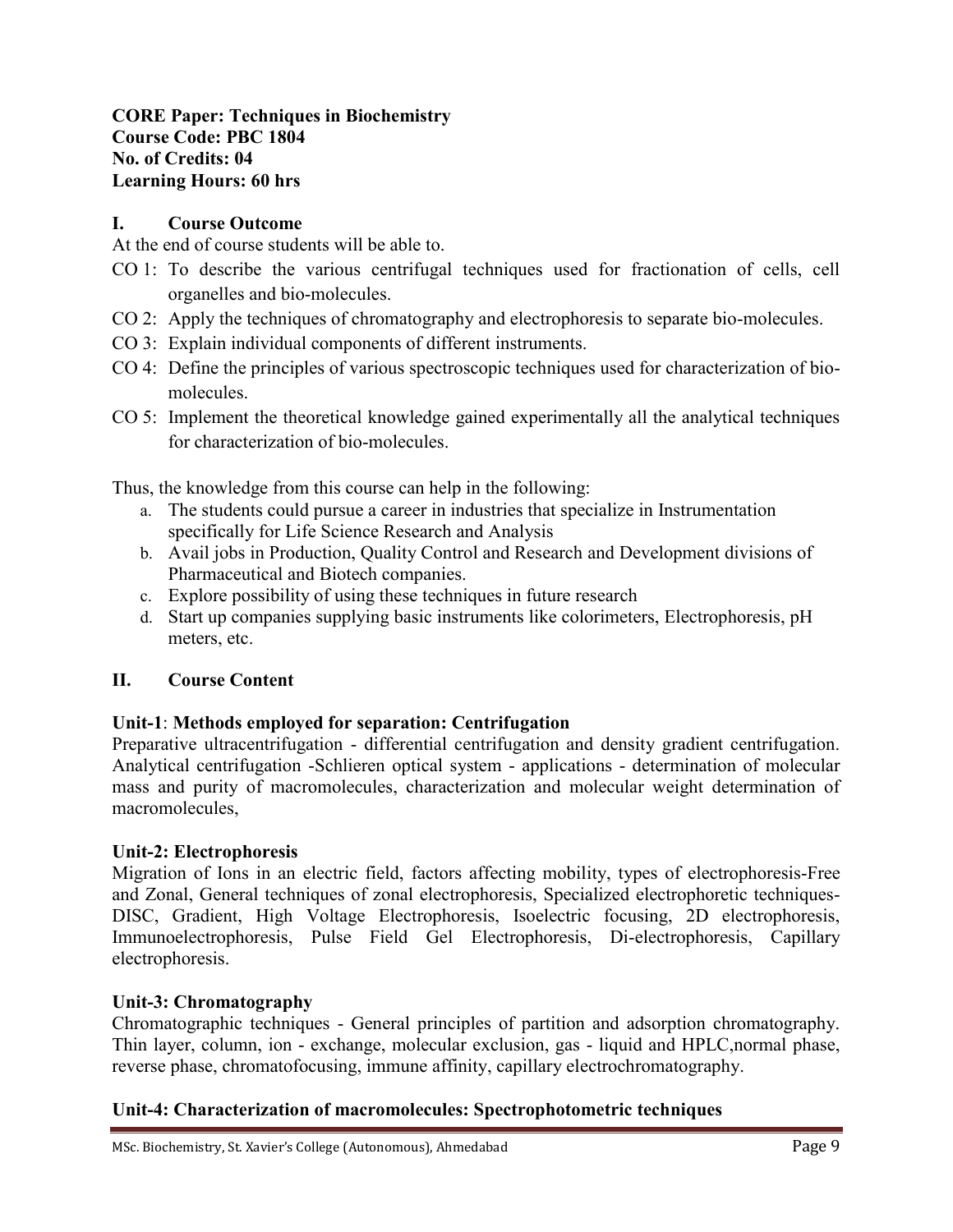**CORE Paper: Techniques in Biochemistry**
**Course Code: PBC 1804**
**No. of Credits: 04**
**Learning Hours: 60 hrs**

## I. Course Outcome

At the end of course students will be able to.

- CO 1: To describe the various centrifugal techniques used for fractionation of cells, cell organelles and bio-molecules.
- CO 2: Apply the techniques of chromatography and electrophoresis to separate bio-molecules.
- CO 3: Explain individual components of different instruments.
- CO 4: Define the principles of various spectroscopic techniques used for characterization of bio-molecules.
- CO 5: Implement the theoretical knowledge gained experimentally all the analytical techniques for characterization of bio-molecules.

Thus, the knowledge from this course can help in the following:

a. The students could pursue a career in industries that specialize in Instrumentation specifically for Life Science Research and Analysis
b. Avail jobs in Production, Quality Control and Research and Development divisions of Pharmaceutical and Biotech companies.
c. Explore possibility of using these techniques in future research
d. Start up companies supplying basic instruments like colorimeters, Electrophoresis, pH meters, etc.

## II. Course Content

**Unit-1**: **Methods employed for separation: Centrifugation**

Preparative ultracentrifugation - differential centrifugation and density gradient centrifugation. Analytical centrifugation -Schlieren optical system - applications - determination of molecular mass and purity of macromolecules, characterization and molecular weight determination of macromolecules,

**Unit-2: Electrophoresis**

Migration of Ions in an electric field, factors affecting mobility, types of electrophoresis-Free and Zonal, General techniques of zonal electrophoresis, Specialized electrophoretic techniques-DISC, Gradient, High Voltage Electrophoresis, Isoelectric focusing, 2D electrophoresis, Immunoelectrophoresis, Pulse Field Gel Electrophoresis, Di-electrophoresis, Capillary electrophoresis.

**Unit-3: Chromatography**

Chromatographic techniques - General principles of partition and adsorption chromatography. Thin layer, column, ion - exchange, molecular exclusion, gas - liquid and HPLC,normal phase, reverse phase, chromatofocusing, immune affinity, capillary electrochromatography.

**Unit-4: Characterization of macromolecules: Spectrophotometric techniques**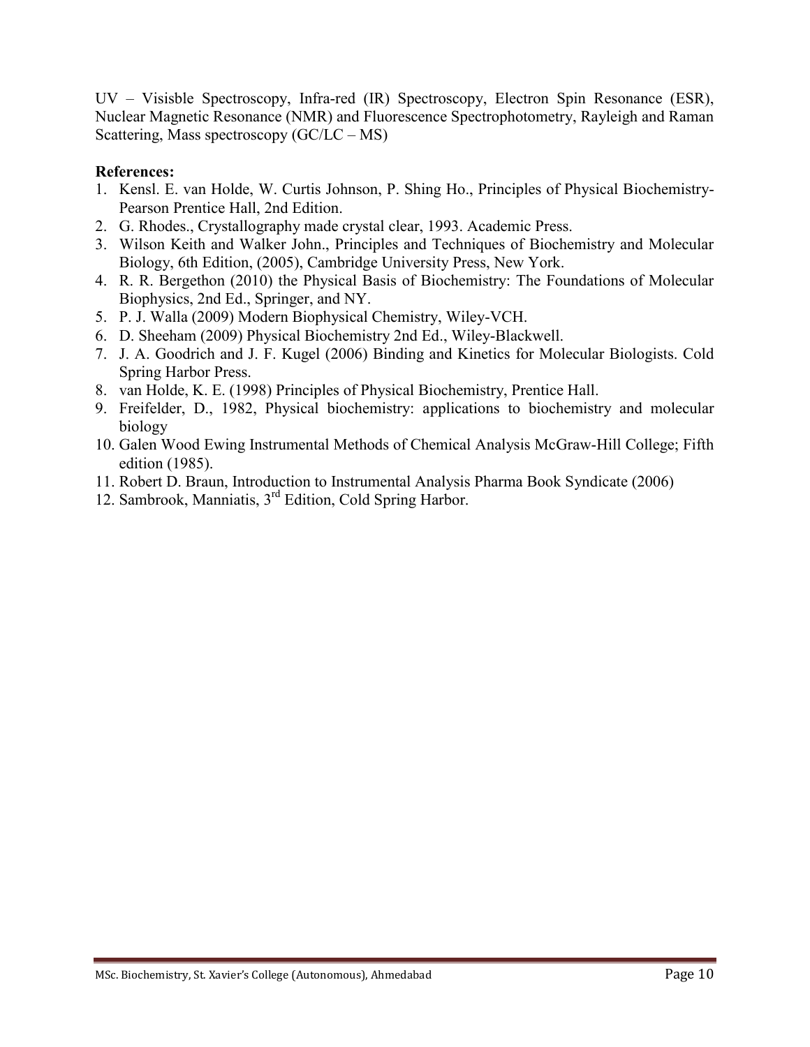UV – Visisble Spectroscopy, Infra-red (IR) Spectroscopy, Electron Spin Resonance (ESR), Nuclear Magnetic Resonance (NMR) and Fluorescence Spectrophotometry, Rayleigh and Raman Scattering, Mass spectroscopy (GC/LC – MS)

**References:**

1. Kensl. E. van Holde, W. Curtis Johnson, P. Shing Ho., Principles of Physical Biochemistry-Pearson Prentice Hall, 2nd Edition.
2. G. Rhodes., Crystallography made crystal clear, 1993. Academic Press.
3. Wilson Keith and Walker John., Principles and Techniques of Biochemistry and Molecular Biology, 6th Edition, (2005), Cambridge University Press, New York.
4. R. R. Bergethon (2010) the Physical Basis of Biochemistry: The Foundations of Molecular Biophysics, 2nd Ed., Springer, and NY.
5. P. J. Walla (2009) Modern Biophysical Chemistry, Wiley-VCH.
6. D. Sheeham (2009) Physical Biochemistry 2nd Ed., Wiley-Blackwell.
7. J. A. Goodrich and J. F. Kugel (2006) Binding and Kinetics for Molecular Biologists. Cold Spring Harbor Press.
8. van Holde, K. E. (1998) Principles of Physical Biochemistry, Prentice Hall.
9. Freifelder, D., 1982, Physical biochemistry: applications to biochemistry and molecular biology
10. Galen Wood Ewing Instrumental Methods of Chemical Analysis McGraw-Hill College; Fifth edition (1985).
11. Robert D. Braun, Introduction to Instrumental Analysis Pharma Book Syndicate (2006)
12. Sambrook, Manniatis, 3rd Edition, Cold Spring Harbor.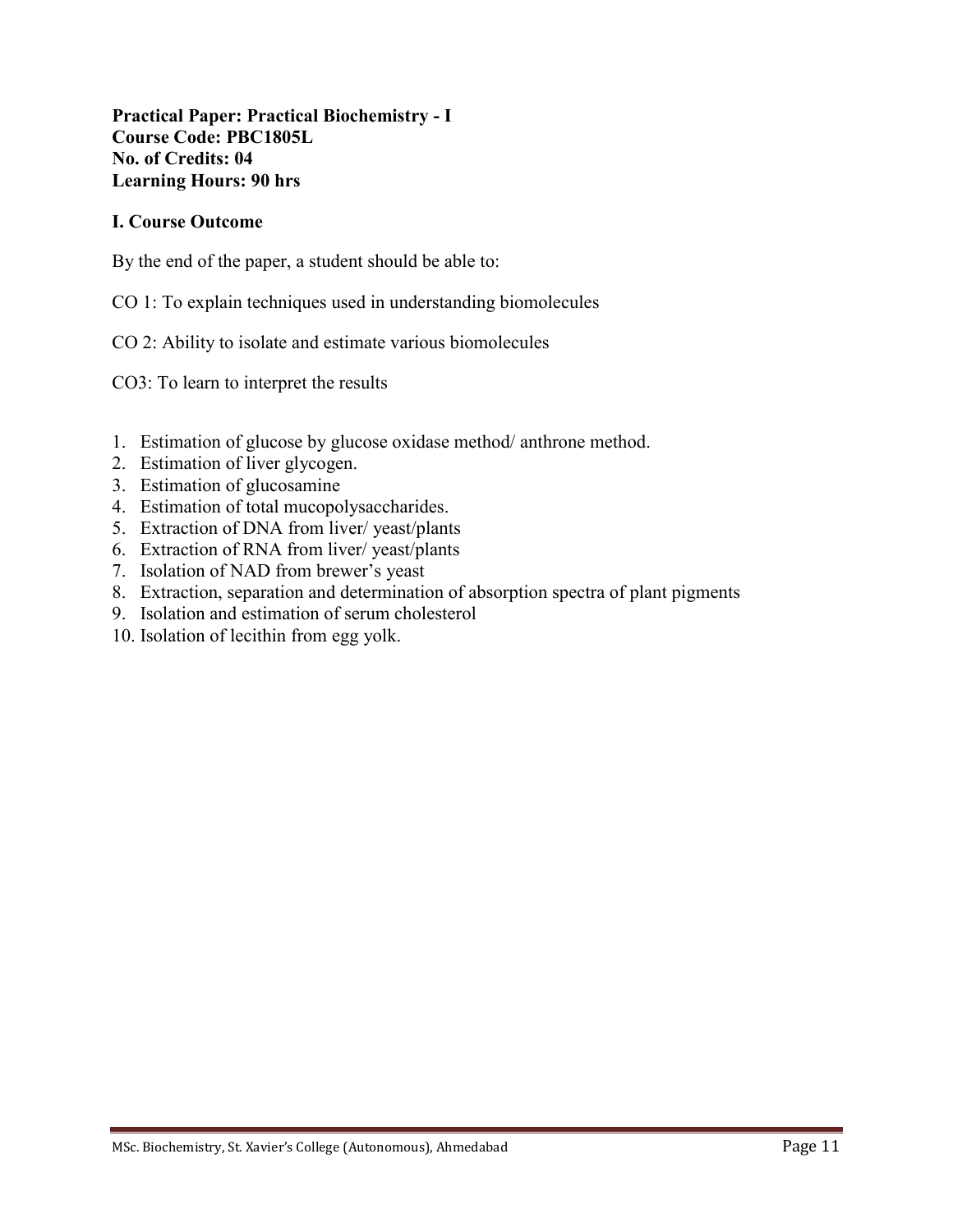**Practical Paper: Practical Biochemistry - I**
**Course Code: PBC1805L**
**No. of Credits: 04**
**Learning Hours: 90 hrs**

**I. Course Outcome**

By the end of the paper, a student should be able to:

CO 1: To explain techniques used in understanding biomolecules

CO 2: Ability to isolate and estimate various biomolecules

CO3: To learn to interpret the results

1. Estimation of glucose by glucose oxidase method/ anthrone method.
2. Estimation of liver glycogen.
3. Estimation of glucosamine
4. Estimation of total mucopolysaccharides.
5. Extraction of DNA from liver/ yeast/plants
6. Extraction of RNA from liver/ yeast/plants
7. Isolation of NAD from brewer's yeast
8. Extraction, separation and determination of absorption spectra of plant pigments
9. Isolation and estimation of serum cholesterol
10. Isolation of lecithin from egg yolk.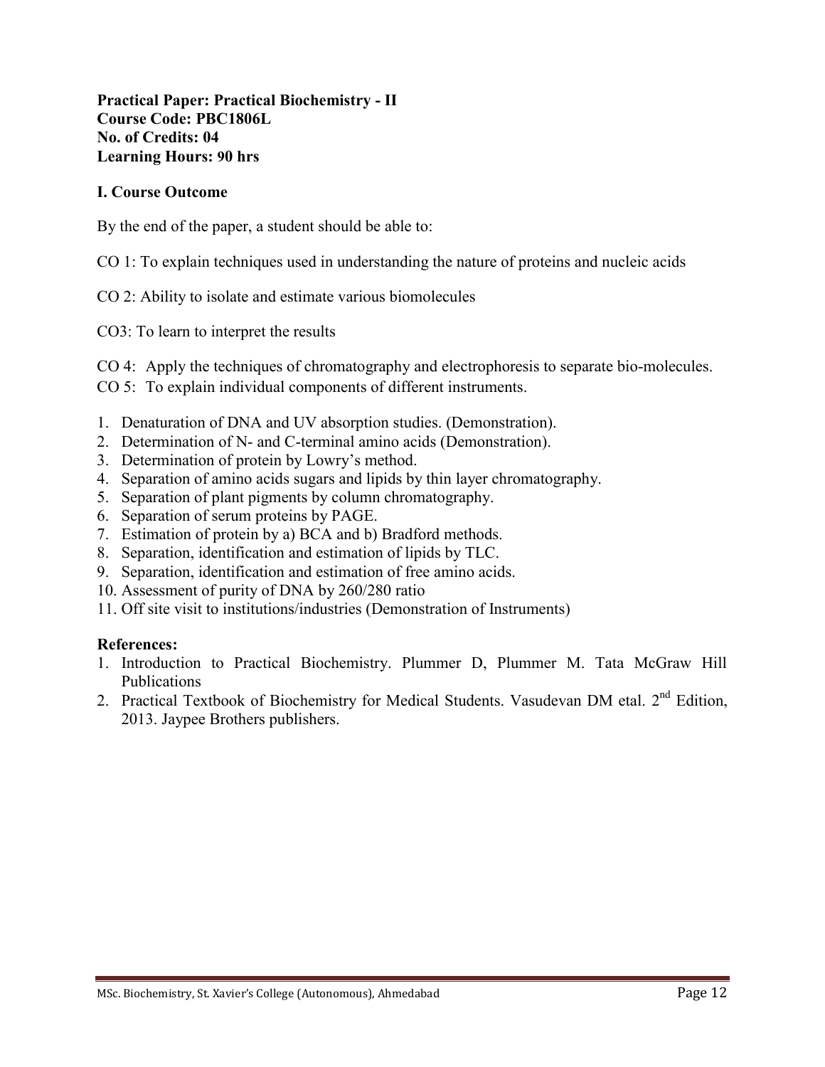**Practical Paper: Practical Biochemistry - II**
**Course Code: PBC1806L**
**No. of Credits: 04**
**Learning Hours: 90 hrs**

**I. Course Outcome**

By the end of the paper, a student should be able to:

CO 1: To explain techniques used in understanding the nature of proteins and nucleic acids

CO 2: Ability to isolate and estimate various biomolecules

CO3: To learn to interpret the results

CO 4: Apply the techniques of chromatography and electrophoresis to separate bio-molecules.

CO 5: To explain individual components of different instruments.

1. Denaturation of DNA and UV absorption studies. (Demonstration).
2. Determination of N- and C-terminal amino acids (Demonstration).
3. Determination of protein by Lowry's method.
4. Separation of amino acids sugars and lipids by thin layer chromatography.
5. Separation of plant pigments by column chromatography.
6. Separation of serum proteins by PAGE.
7. Estimation of protein by a) BCA and b) Bradford methods.
8. Separation, identification and estimation of lipids by TLC.
9. Separation, identification and estimation of free amino acids.
10. Assessment of purity of DNA by 260/280 ratio
11. Off site visit to institutions/industries (Demonstration of Instruments)

**References:**

1. Introduction to Practical Biochemistry. Plummer D, Plummer M. Tata McGraw Hill Publications
2. Practical Textbook of Biochemistry for Medical Students. Vasudevan DM etal. 2nd Edition, 2013. Jaypee Brothers publishers.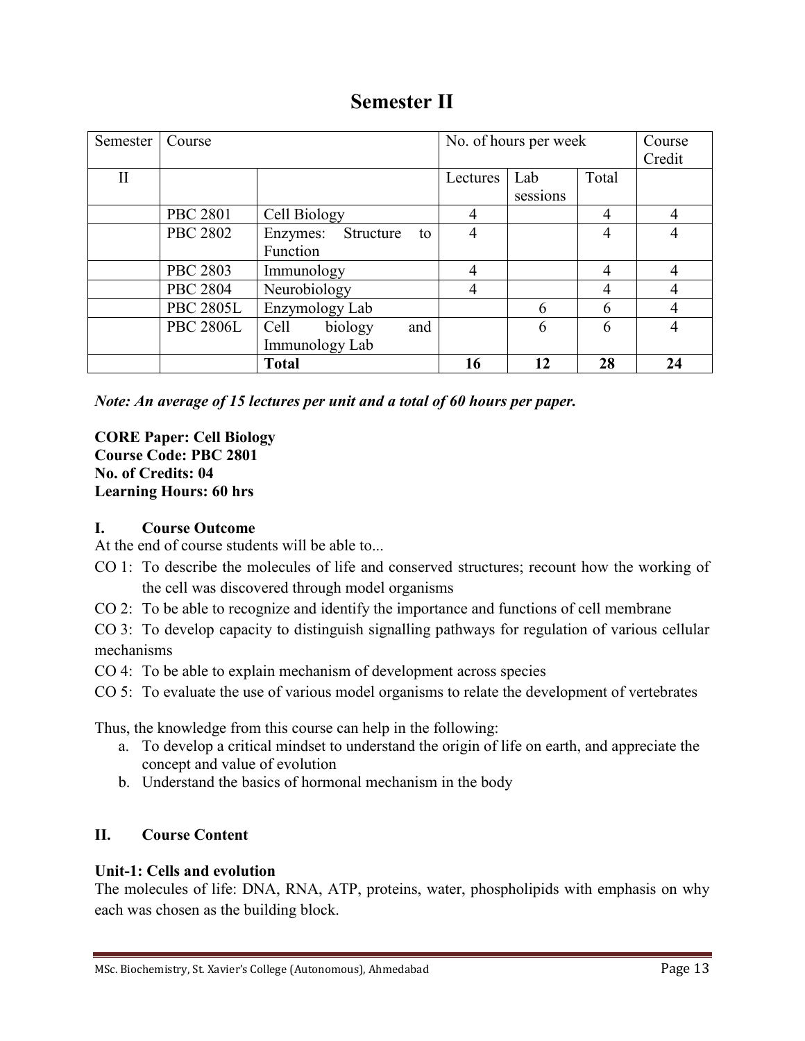# Semester II

| Semester | Course | | No. of hours per week | | | Course Credit |
|---|---|---|---|---|---|---|
| II | | | Lectures | Lab sessions | Total | |
| | PBC 2801 | Cell Biology | 4 | | 4 | 4 |
| | PBC 2802 | Enzymes: Structure to Function | 4 | | 4 | 4 |
| | PBC 2803 | Immunology | 4 | | 4 | 4 |
| | PBC 2804 | Neurobiology | 4 | | 4 | 4 |
| | PBC 2805L | Enzymology Lab | | 6 | 6 | 4 |
| | PBC 2806L | Cell biology and Immunology Lab | | 6 | 6 | 4 |
| | | **Total** | **16** | **12** | **28** | **24** |

***Note: An average of 15 lectures per unit and a total of 60 hours per paper.***

**CORE Paper: Cell Biology**
**Course Code: PBC 2801**
**No. of Credits: 04**
**Learning Hours: 60 hrs**

## I. Course Outcome

At the end of course students will be able to...

CO 1: To describe the molecules of life and conserved structures; recount how the working of the cell was discovered through model organisms

CO 2: To be able to recognize and identify the importance and functions of cell membrane

CO 3: To develop capacity to distinguish signalling pathways for regulation of various cellular mechanisms

CO 4: To be able to explain mechanism of development across species

CO 5: To evaluate the use of various model organisms to relate the development of vertebrates

Thus, the knowledge from this course can help in the following:

a. To develop a critical mindset to understand the origin of life on earth, and appreciate the concept and value of evolution
b. Understand the basics of hormonal mechanism in the body

## II. Course Content

**Unit-1: Cells and evolution**

The molecules of life: DNA, RNA, ATP, proteins, water, phospholipids with emphasis on why each was chosen as the building block.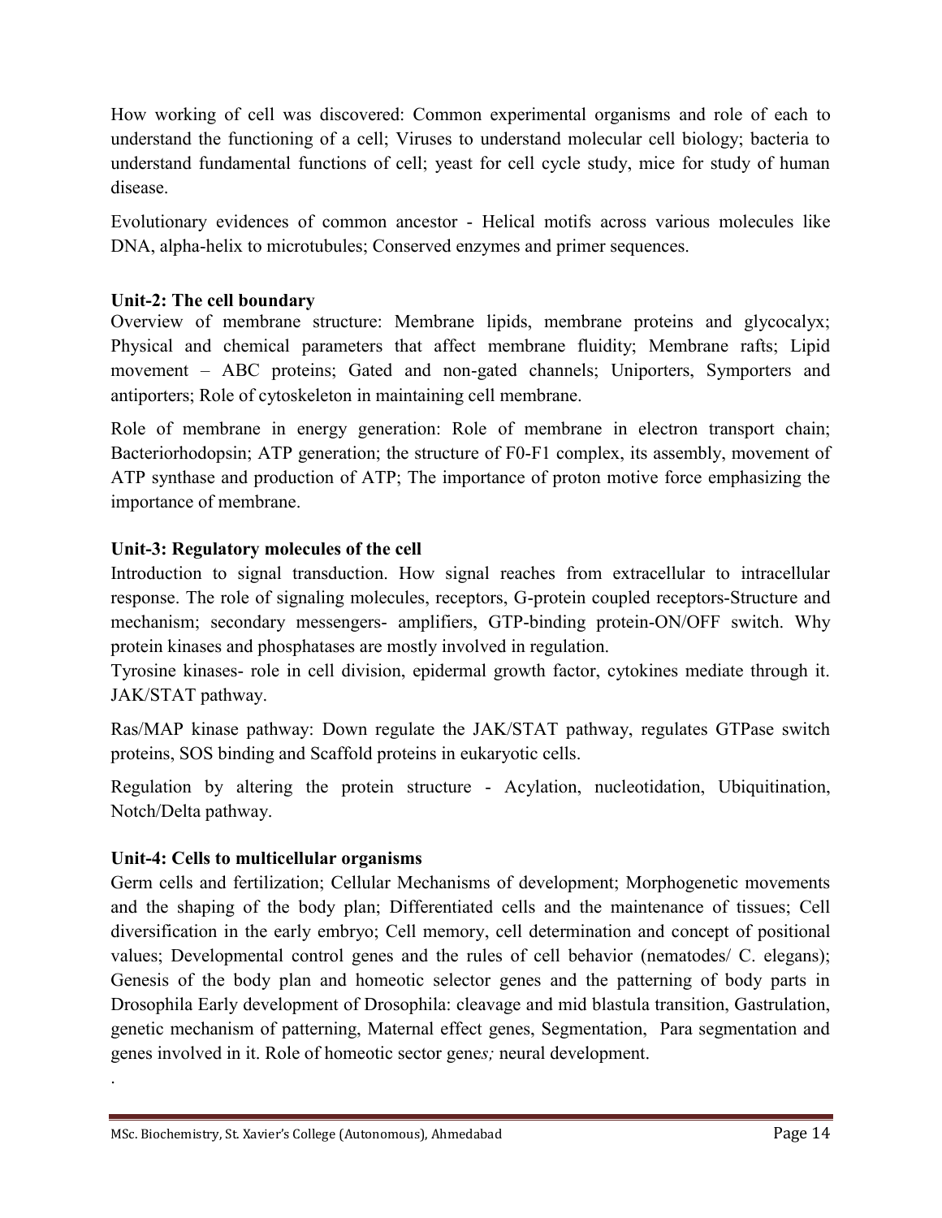How working of cell was discovered: Common experimental organisms and role of each to understand the functioning of a cell; Viruses to understand molecular cell biology; bacteria to understand fundamental functions of cell; yeast for cell cycle study, mice for study of human disease.

Evolutionary evidences of common ancestor - Helical motifs across various molecules like DNA, alpha-helix to microtubules; Conserved enzymes and primer sequences.

**Unit-2: The cell boundary**

Overview of membrane structure: Membrane lipids, membrane proteins and glycocalyx; Physical and chemical parameters that affect membrane fluidity; Membrane rafts; Lipid movement – ABC proteins; Gated and non-gated channels; Uniporters, Symporters and antiporters; Role of cytoskeleton in maintaining cell membrane.

Role of membrane in energy generation: Role of membrane in electron transport chain; Bacteriorhodopsin; ATP generation; the structure of F0-F1 complex, its assembly, movement of ATP synthase and production of ATP; The importance of proton motive force emphasizing the importance of membrane.

**Unit-3: Regulatory molecules of the cell**

Introduction to signal transduction. How signal reaches from extracellular to intracellular response. The role of signaling molecules, receptors, G-protein coupled receptors-Structure and mechanism; secondary messengers- amplifiers, GTP-binding protein-ON/OFF switch. Why protein kinases and phosphatases are mostly involved in regulation.
Tyrosine kinases- role in cell division, epidermal growth factor, cytokines mediate through it. JAK/STAT pathway.

Ras/MAP kinase pathway: Down regulate the JAK/STAT pathway, regulates GTPase switch proteins, SOS binding and Scaffold proteins in eukaryotic cells.

Regulation by altering the protein structure - Acylation, nucleotidation, Ubiquitination, Notch/Delta pathway.

**Unit-4: Cells to multicellular organisms**

Germ cells and fertilization; Cellular Mechanisms of development; Morphogenetic movements and the shaping of the body plan; Differentiated cells and the maintenance of tissues; Cell diversification in the early embryo; Cell memory, cell determination and concept of positional values; Developmental control genes and the rules of cell behavior (nematodes/ C. elegans); Genesis of the body plan and homeotic selector genes and the patterning of body parts in Drosophila Early development of Drosophila: cleavage and mid blastula transition, Gastrulation, genetic mechanism of patterning, Maternal effect genes, Segmentation, Para segmentation and genes involved in it. Role of homeotic sector gene*s;* neural development.

.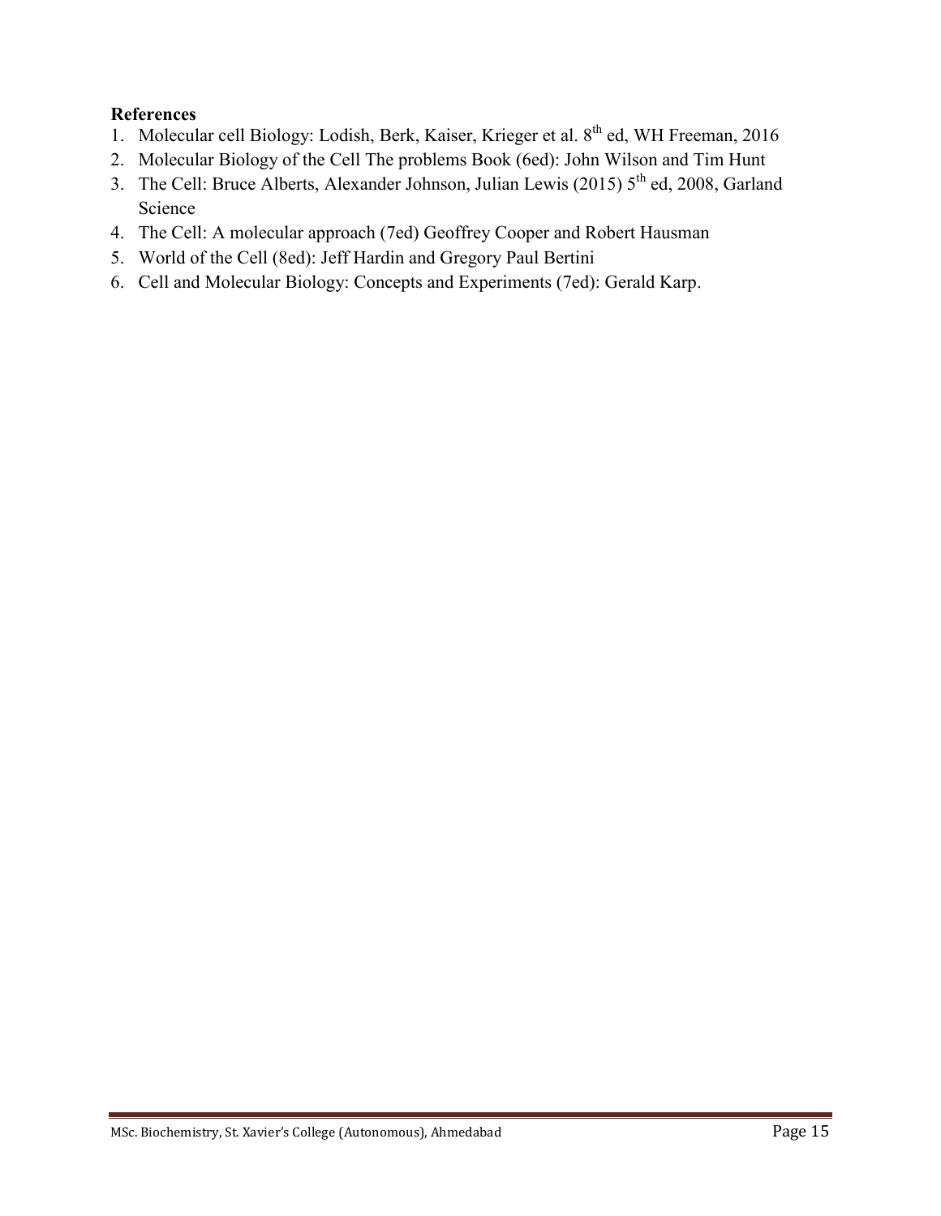**References**

1. Molecular cell Biology: Lodish, Berk, Kaiser, Krieger et al. 8$^{th}$ ed, WH Freeman, 2016
2. Molecular Biology of the Cell The problems Book (6ed): John Wilson and Tim Hunt
3. The Cell: Bruce Alberts, Alexander Johnson, Julian Lewis (2015) 5$^{th}$ ed, 2008, Garland Science
4. The Cell: A molecular approach (7ed) Geoffrey Cooper and Robert Hausman
5. World of the Cell (8ed): Jeff Hardin and Gregory Paul Bertini
6. Cell and Molecular Biology: Concepts and Experiments (7ed): Gerald Karp.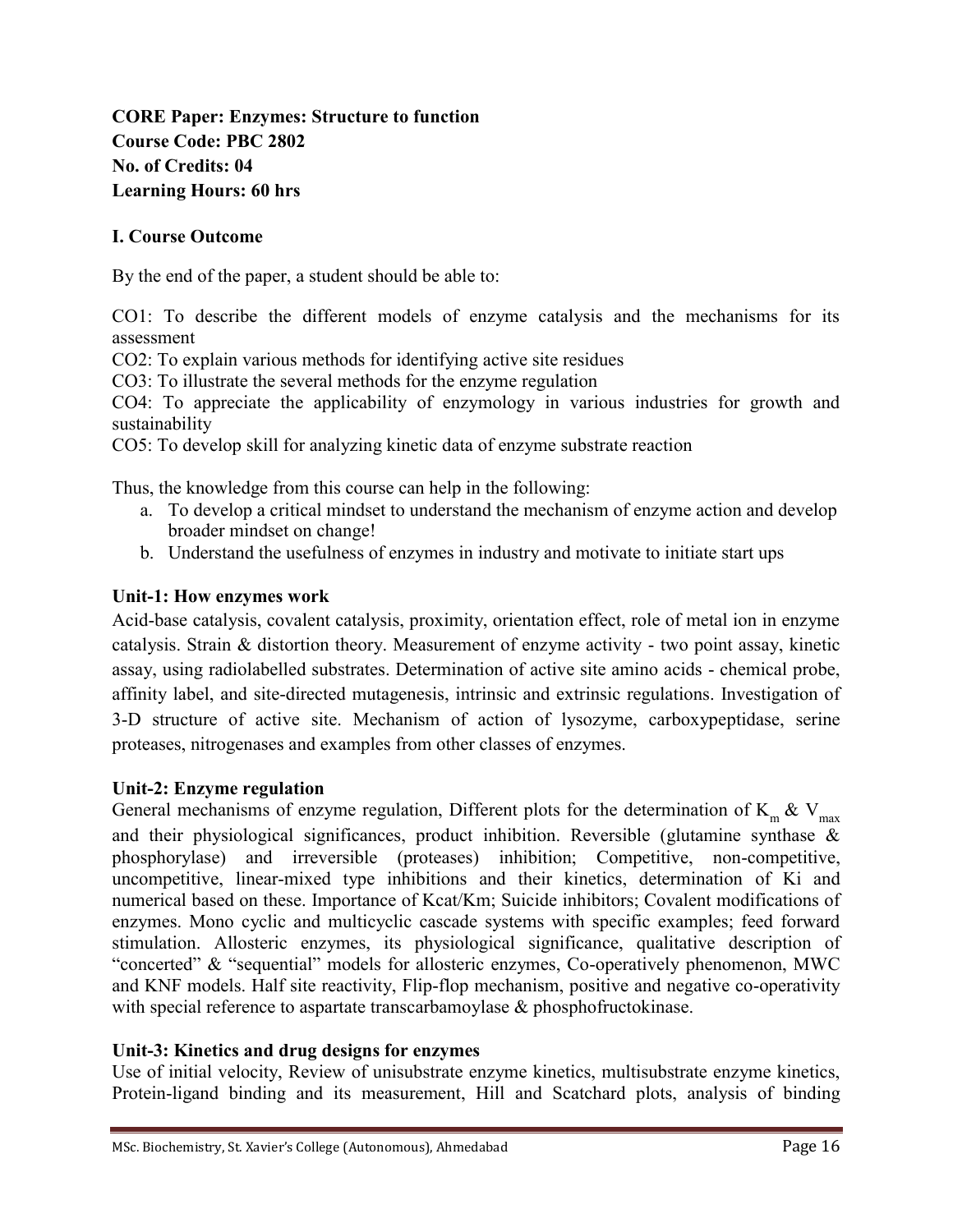**CORE Paper: Enzymes: Structure to function**
**Course Code: PBC 2802**
**No. of Credits: 04**
**Learning Hours: 60 hrs**

### I. Course Outcome

By the end of the paper, a student should be able to:

CO1: To describe the different models of enzyme catalysis and the mechanisms for its assessment
CO2: To explain various methods for identifying active site residues
CO3: To illustrate the several methods for the enzyme regulation
CO4: To appreciate the applicability of enzymology in various industries for growth and sustainability
CO5: To develop skill for analyzing kinetic data of enzyme substrate reaction

Thus, the knowledge from this course can help in the following:

a. To develop a critical mindset to understand the mechanism of enzyme action and develop broader mindset on change!
b. Understand the usefulness of enzymes in industry and motivate to initiate start ups

**Unit-1: How enzymes work**

Acid-base catalysis, covalent catalysis, proximity, orientation effect, role of metal ion in enzyme catalysis. Strain & distortion theory. Measurement of enzyme activity - two point assay, kinetic assay, using radiolabelled substrates. Determination of active site amino acids - chemical probe, affinity label, and site-directed mutagenesis, intrinsic and extrinsic regulations. Investigation of 3-D structure of active site. Mechanism of action of lysozyme, carboxypeptidase, serine proteases, nitrogenases and examples from other classes of enzymes.

**Unit-2: Enzyme regulation**

General mechanisms of enzyme regulation, Different plots for the determination of $K_m$ & $V_{max}$ and their physiological significances, product inhibition. Reversible (glutamine synthase & phosphorylase) and irreversible (proteases) inhibition; Competitive, non-competitive, uncompetitive, linear-mixed type inhibitions and their kinetics, determination of Ki and numerical based on these. Importance of Kcat/Km; Suicide inhibitors; Covalent modifications of enzymes. Mono cyclic and multicyclic cascade systems with specific examples; feed forward stimulation. Allosteric enzymes, its physiological significance, qualitative description of "concerted" & "sequential" models for allosteric enzymes, Co-operatively phenomenon, MWC and KNF models. Half site reactivity, Flip-flop mechanism, positive and negative co-operativity with special reference to aspartate transcarbamoylase & phosphofructokinase.

**Unit-3: Kinetics and drug designs for enzymes**

Use of initial velocity, Review of unisubstrate enzyme kinetics, multisubstrate enzyme kinetics, Protein-ligand binding and its measurement, Hill and Scatchard plots, analysis of binding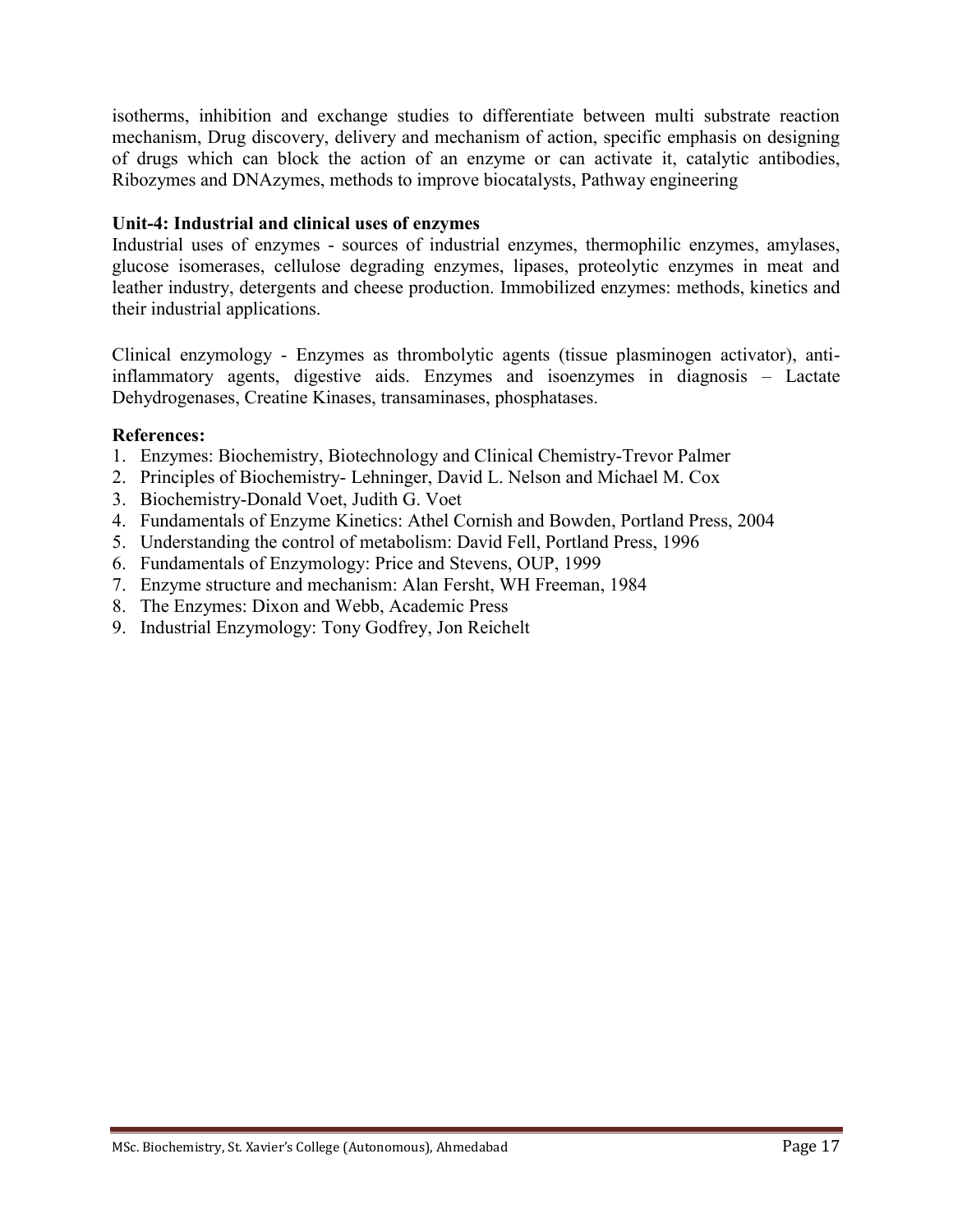isotherms, inhibition and exchange studies to differentiate between multi substrate reaction mechanism, Drug discovery, delivery and mechanism of action, specific emphasis on designing of drugs which can block the action of an enzyme or can activate it, catalytic antibodies, Ribozymes and DNAzymes, methods to improve biocatalysts, Pathway engineering

**Unit-4: Industrial and clinical uses of enzymes**

Industrial uses of enzymes - sources of industrial enzymes, thermophilic enzymes, amylases, glucose isomerases, cellulose degrading enzymes, lipases, proteolytic enzymes in meat and leather industry, detergents and cheese production. Immobilized enzymes: methods, kinetics and their industrial applications.

Clinical enzymology - Enzymes as thrombolytic agents (tissue plasminogen activator), anti-inflammatory agents, digestive aids. Enzymes and isoenzymes in diagnosis – Lactate Dehydrogenases, Creatine Kinases, transaminases, phosphatases.

**References:**

1. Enzymes: Biochemistry, Biotechnology and Clinical Chemistry-Trevor Palmer
2. Principles of Biochemistry- Lehninger, David L. Nelson and Michael M. Cox
3. Biochemistry-Donald Voet, Judith G. Voet
4. Fundamentals of Enzyme Kinetics: Athel Cornish and Bowden, Portland Press, 2004
5. Understanding the control of metabolism: David Fell, Portland Press, 1996
6. Fundamentals of Enzymology: Price and Stevens, OUP, 1999
7. Enzyme structure and mechanism: Alan Fersht, WH Freeman, 1984
8. The Enzymes: Dixon and Webb, Academic Press
9. Industrial Enzymology: Tony Godfrey, Jon Reichelt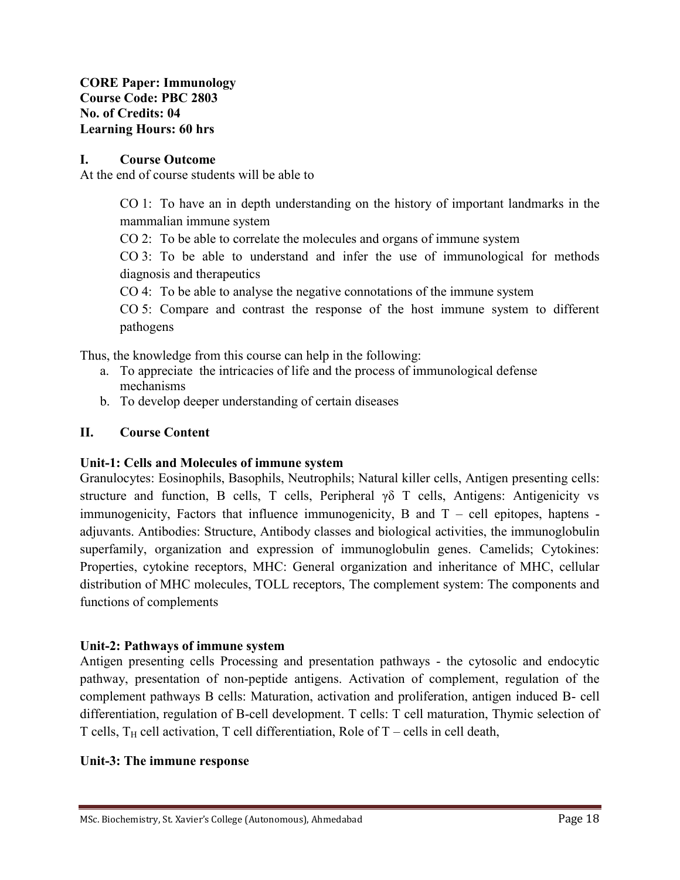**CORE Paper: Immunology**
**Course Code: PBC 2803**
**No. of Credits: 04**
**Learning Hours: 60 hrs**

## I. Course Outcome

At the end of course students will be able to

CO 1: To have an in depth understanding on the history of important landmarks in the mammalian immune system

CO 2: To be able to correlate the molecules and organs of immune system

CO 3: To be able to understand and infer the use of immunological for methods diagnosis and therapeutics

CO 4: To be able to analyse the negative connotations of the immune system

CO 5: Compare and contrast the response of the host immune system to different pathogens

Thus, the knowledge from this course can help in the following:

a. To appreciate the intricacies of life and the process of immunological defense mechanisms
b. To develop deeper understanding of certain diseases

## II. Course Content

### Unit-1: Cells and Molecules of immune system

Granulocytes: Eosinophils, Basophils, Neutrophils; Natural killer cells, Antigen presenting cells: structure and function, B cells, T cells, Peripheral $\gamma\delta$ T cells, Antigens: Antigenicity vs immunogenicity, Factors that influence immunogenicity, B and T – cell epitopes, haptens - adjuvants. Antibodies: Structure, Antibody classes and biological activities, the immunoglobulin superfamily, organization and expression of immunoglobulin genes. Camelids; Cytokines: Properties, cytokine receptors, MHC: General organization and inheritance of MHC, cellular distribution of MHC molecules, TOLL receptors, The complement system: The components and functions of complements

### Unit-2: Pathways of immune system

Antigen presenting cells Processing and presentation pathways - the cytosolic and endocytic pathway, presentation of non-peptide antigens. Activation of complement, regulation of the complement pathways B cells: Maturation, activation and proliferation, antigen induced B- cell differentiation, regulation of B-cell development. T cells: T cell maturation, Thymic selection of T cells, $T_H$ cell activation, T cell differentiation, Role of T – cells in cell death,

### Unit-3: The immune response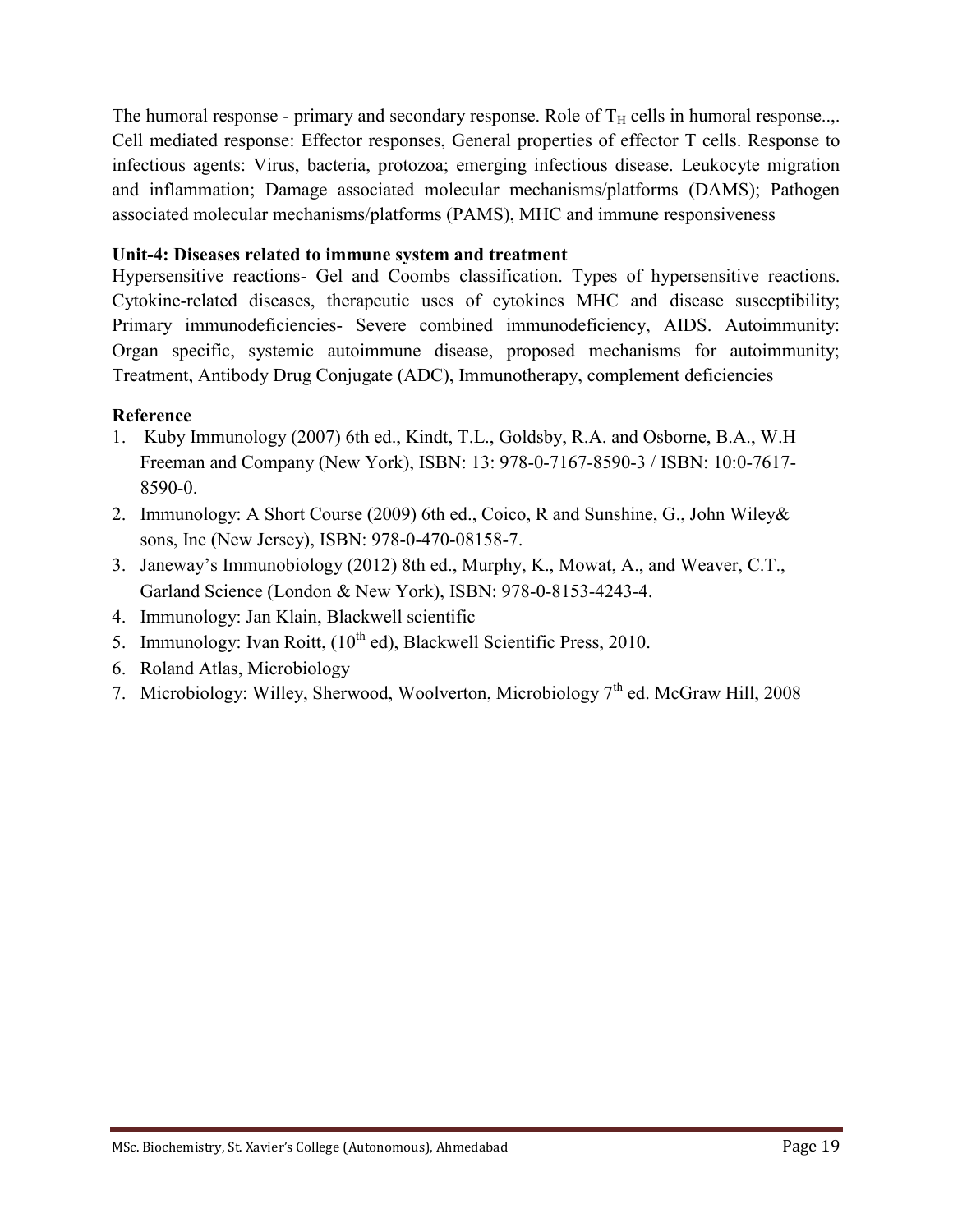The humoral response - primary and secondary response. Role of $T_H$ cells in humoral response..,. Cell mediated response: Effector responses, General properties of effector T cells. Response to infectious agents: Virus, bacteria, protozoa; emerging infectious disease. Leukocyte migration and inflammation; Damage associated molecular mechanisms/platforms (DAMS); Pathogen associated molecular mechanisms/platforms (PAMS), MHC and immune responsiveness

**Unit-4: Diseases related to immune system and treatment**

Hypersensitive reactions- Gel and Coombs classification. Types of hypersensitive reactions. Cytokine-related diseases, therapeutic uses of cytokines MHC and disease susceptibility; Primary immunodeficiencies- Severe combined immunodeficiency, AIDS. Autoimmunity: Organ specific, systemic autoimmune disease, proposed mechanisms for autoimmunity; Treatment, Antibody Drug Conjugate (ADC), Immunotherapy, complement deficiencies

**Reference**

1. Kuby Immunology (2007) 6th ed., Kindt, T.L., Goldsby, R.A. and Osborne, B.A., W.H Freeman and Company (New York), ISBN: 13: 978-0-7167-8590-3 / ISBN: 10:0-7617-8590-0.
2. Immunology: A Short Course (2009) 6th ed., Coico, R and Sunshine, G., John Wiley& sons, Inc (New Jersey), ISBN: 978-0-470-08158-7.
3. Janeway's Immunobiology (2012) 8th ed., Murphy, K., Mowat, A., and Weaver, C.T., Garland Science (London & New York), ISBN: 978-0-8153-4243-4.
4. Immunology: Jan Klain, Blackwell scientific
5. Immunology: Ivan Roitt, (10th ed), Blackwell Scientific Press, 2010.
6. Roland Atlas, Microbiology
7. Microbiology: Willey, Sherwood, Woolverton, Microbiology 7th ed. McGraw Hill, 2008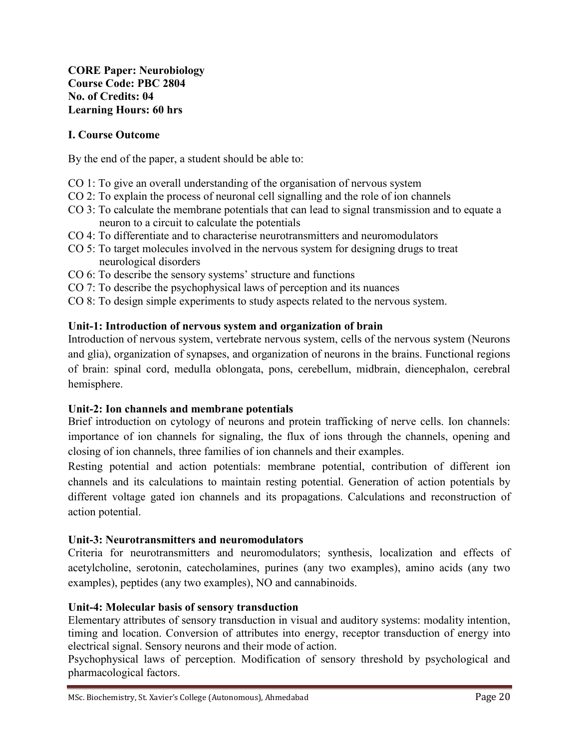**CORE Paper: Neurobiology**
**Course Code: PBC 2804**
**No. of Credits: 04**
**Learning Hours: 60 hrs**

### I. Course Outcome

By the end of the paper, a student should be able to:

- CO 1: To give an overall understanding of the organisation of nervous system
- CO 2: To explain the process of neuronal cell signalling and the role of ion channels
- CO 3: To calculate the membrane potentials that can lead to signal transmission and to equate a neuron to a circuit to calculate the potentials
- CO 4: To differentiate and to characterise neurotransmitters and neuromodulators
- CO 5: To target molecules involved in the nervous system for designing drugs to treat neurological disorders
- CO 6: To describe the sensory systems' structure and functions
- CO 7: To describe the psychophysical laws of perception and its nuances
- CO 8: To design simple experiments to study aspects related to the nervous system.

#### Unit-1: Introduction of nervous system and organization of brain

Introduction of nervous system, vertebrate nervous system, cells of the nervous system (Neurons and glia), organization of synapses, and organization of neurons in the brains. Functional regions of brain: spinal cord, medulla oblongata, pons, cerebellum, midbrain, diencephalon, cerebral hemisphere.

#### Unit-2: Ion channels and membrane potentials

Brief introduction on cytology of neurons and protein trafficking of nerve cells. Ion channels: importance of ion channels for signaling, the flux of ions through the channels, opening and closing of ion channels, three families of ion channels and their examples.

Resting potential and action potentials: membrane potential, contribution of different ion channels and its calculations to maintain resting potential. Generation of action potentials by different voltage gated ion channels and its propagations. Calculations and reconstruction of action potential.

#### Unit-3: Neurotransmitters and neuromodulators

Criteria for neurotransmitters and neuromodulators; synthesis, localization and effects of acetylcholine, serotonin, catecholamines, purines (any two examples), amino acids (any two examples), peptides (any two examples), NO and cannabinoids.

#### Unit-4: Molecular basis of sensory transduction

Elementary attributes of sensory transduction in visual and auditory systems: modality intention, timing and location. Conversion of attributes into energy, receptor transduction of energy into electrical signal. Sensory neurons and their mode of action.

Psychophysical laws of perception. Modification of sensory threshold by psychological and pharmacological factors.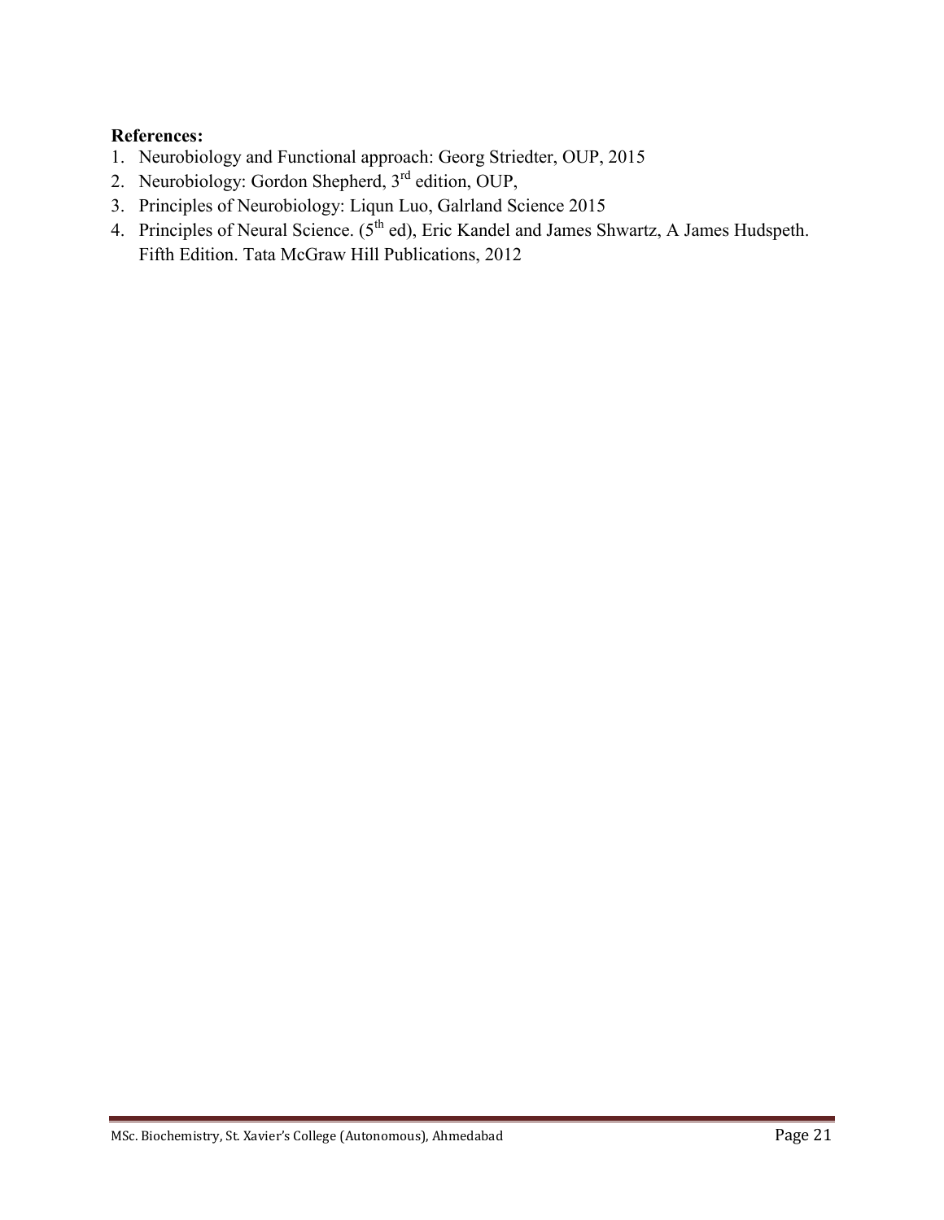**References:**

1. Neurobiology and Functional approach: Georg Striedter, OUP, 2015
2. Neurobiology: Gordon Shepherd, $3^{rd}$ edition, OUP,
3. Principles of Neurobiology: Liqun Luo, Galrland Science 2015
4. Principles of Neural Science. ($5^{th}$ ed), Eric Kandel and James Shwartz, A James Hudspeth. Fifth Edition. Tata McGraw Hill Publications, 2012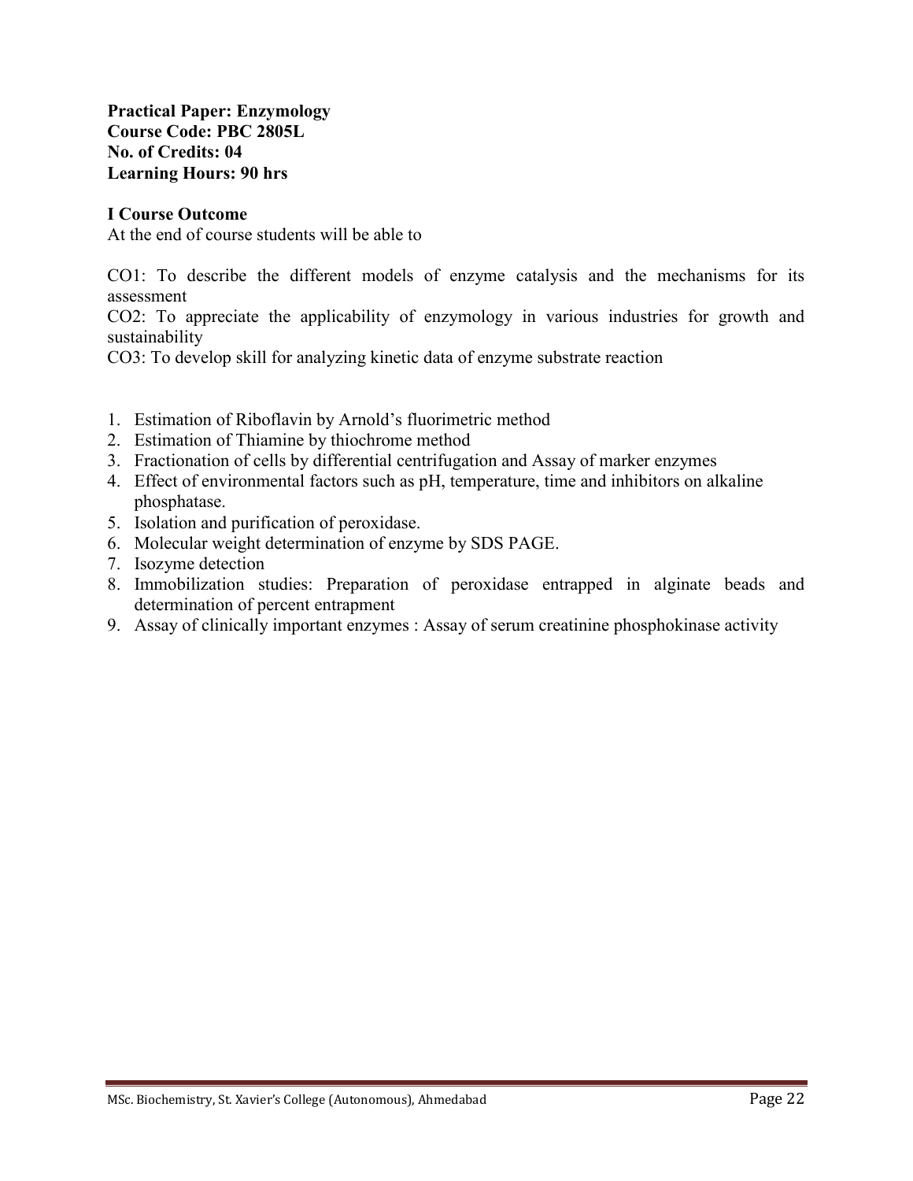**Practical Paper: Enzymology**
**Course Code: PBC 2805L**
**No. of Credits: 04**
**Learning Hours: 90 hrs**

**I Course Outcome**

At the end of course students will be able to

CO1: To describe the different models of enzyme catalysis and the mechanisms for its assessment

CO2: To appreciate the applicability of enzymology in various industries for growth and sustainability

CO3: To develop skill for analyzing kinetic data of enzyme substrate reaction

1. Estimation of Riboflavin by Arnold's fluorimetric method
2. Estimation of Thiamine by thiochrome method
3. Fractionation of cells by differential centrifugation and Assay of marker enzymes
4. Effect of environmental factors such as pH, temperature, time and inhibitors on alkaline phosphatase.
5. Isolation and purification of peroxidase.
6. Molecular weight determination of enzyme by SDS PAGE.
7. Isozyme detection
8. Immobilization studies: Preparation of peroxidase entrapped in alginate beads and determination of percent entrapment
9. Assay of clinically important enzymes : Assay of serum creatinine phosphokinase activity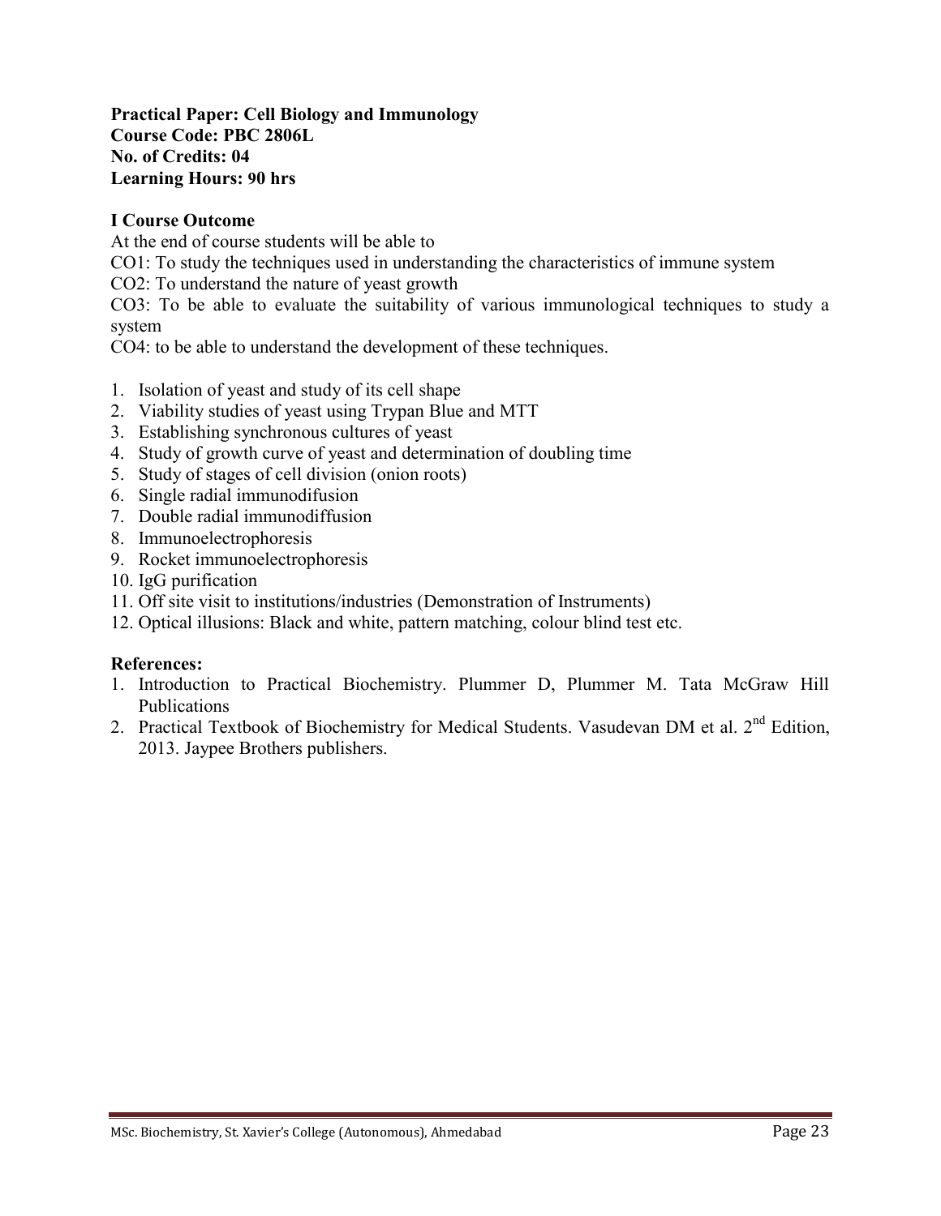**Practical Paper: Cell Biology and Immunology**
**Course Code: PBC 2806L**
**No. of Credits: 04**
**Learning Hours: 90 hrs**

**I Course Outcome**

At the end of course students will be able to

CO1: To study the techniques used in understanding the characteristics of immune system

CO2: To understand the nature of yeast growth

CO3: To be able to evaluate the suitability of various immunological techniques to study a system

CO4: to be able to understand the development of these techniques.

1. Isolation of yeast and study of its cell shape
2. Viability studies of yeast using Trypan Blue and MTT
3. Establishing synchronous cultures of yeast
4. Study of growth curve of yeast and determination of doubling time
5. Study of stages of cell division (onion roots)
6. Single radial immunodifusion
7. Double radial immunodiffusion
8. Immunoelectrophoresis
9. Rocket immunoelectrophoresis
10. IgG purification
11. Off site visit to institutions/industries (Demonstration of Instruments)
12. Optical illusions: Black and white, pattern matching, colour blind test etc.

**References:**

1. Introduction to Practical Biochemistry. Plummer D, Plummer M. Tata McGraw Hill Publications
2. Practical Textbook of Biochemistry for Medical Students. Vasudevan DM et al. 2nd Edition, 2013. Jaypee Brothers publishers.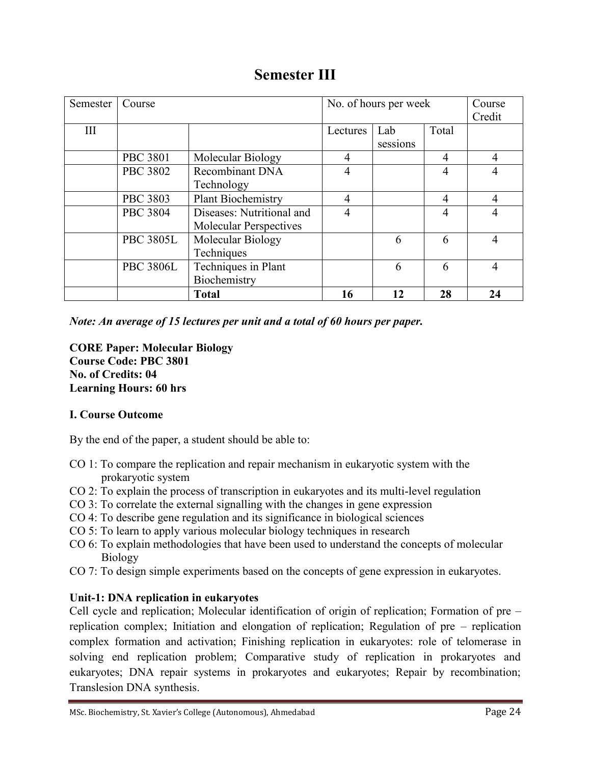# Semester III

| Semester | Course | | No. of hours per week | | | Course Credit |
|---|---|---|---|---|---|---|
| III | | | Lectures | Lab sessions | Total | |
| | PBC 3801 | Molecular Biology | 4 | | 4 | 4 |
| | PBC 3802 | Recombinant DNA Technology | 4 | | 4 | 4 |
| | PBC 3803 | Plant Biochemistry | 4 | | 4 | 4 |
| | PBC 3804 | Diseases: Nutritional and Molecular Perspectives | 4 | | 4 | 4 |
| | PBC 3805L | Molecular Biology Techniques | | 6 | 6 | 4 |
| | PBC 3806L | Techniques in Plant Biochemistry | | 6 | 6 | 4 |
| | | **Total** | **16** | **12** | **28** | **24** |

***Note: An average of 15 lectures per unit and a total of 60 hours per paper.***

**CORE Paper: Molecular Biology**
**Course Code: PBC 3801**
**No. of Credits: 04**
**Learning Hours: 60 hrs**

**I. Course Outcome**

By the end of the paper, a student should be able to:

- CO 1: To compare the replication and repair mechanism in eukaryotic system with the prokaryotic system
- CO 2: To explain the process of transcription in eukaryotes and its multi-level regulation
- CO 3: To correlate the external signalling with the changes in gene expression
- CO 4: To describe gene regulation and its significance in biological sciences
- CO 5: To learn to apply various molecular biology techniques in research
- CO 6: To explain methodologies that have been used to understand the concepts of molecular Biology
- CO 7: To design simple experiments based on the concepts of gene expression in eukaryotes.

**Unit-1: DNA replication in eukaryotes**

Cell cycle and replication; Molecular identification of origin of replication; Formation of pre – replication complex; Initiation and elongation of replication; Regulation of pre – replication complex formation and activation; Finishing replication in eukaryotes: role of telomerase in solving end replication problem; Comparative study of replication in prokaryotes and eukaryotes; DNA repair systems in prokaryotes and eukaryotes; Repair by recombination; Translesion DNA synthesis.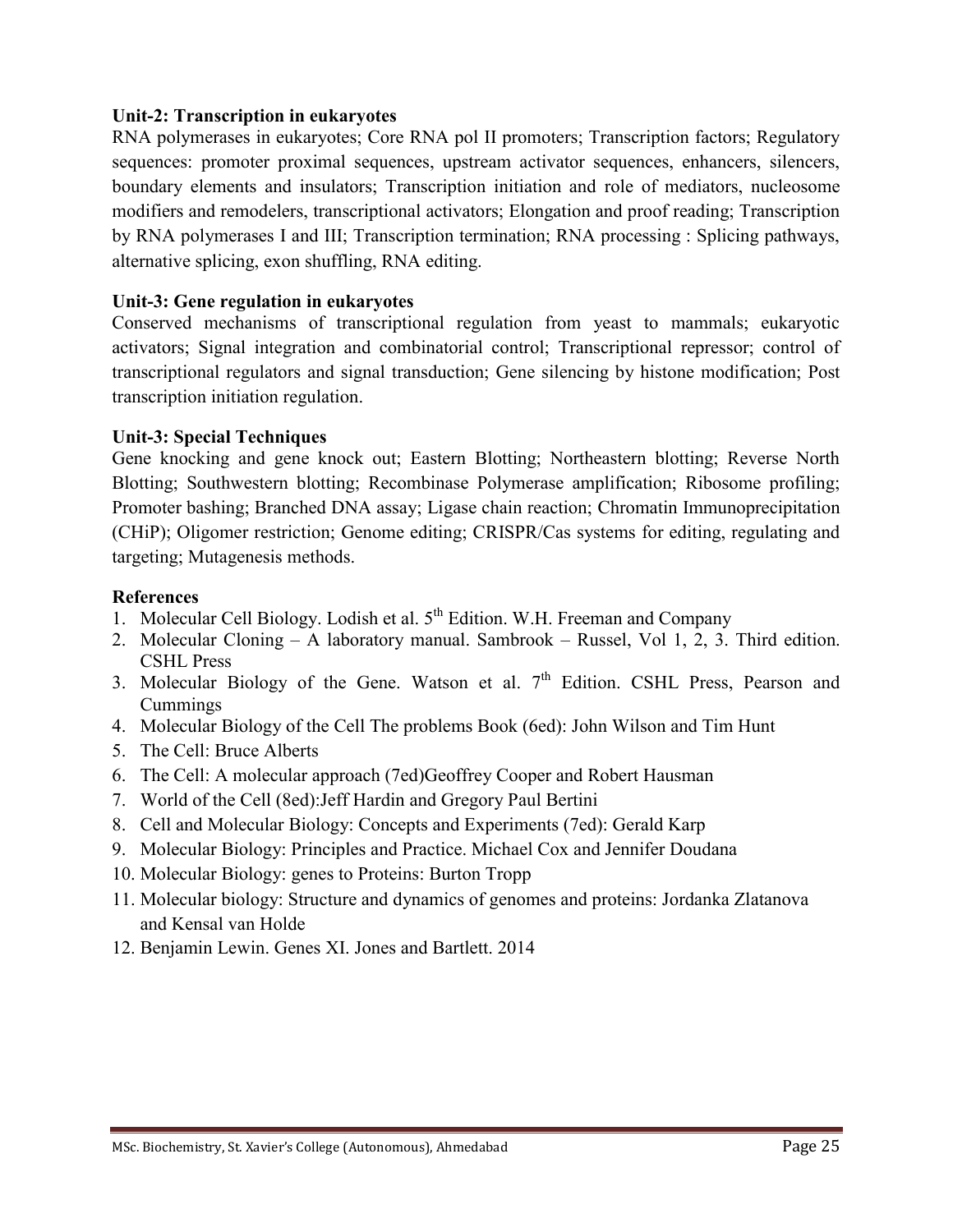**Unit-2: Transcription in eukaryotes**

RNA polymerases in eukaryotes; Core RNA pol II promoters; Transcription factors; Regulatory sequences: promoter proximal sequences, upstream activator sequences, enhancers, silencers, boundary elements and insulators; Transcription initiation and role of mediators, nucleosome modifiers and remodelers, transcriptional activators; Elongation and proof reading; Transcription by RNA polymerases I and III; Transcription termination; RNA processing : Splicing pathways, alternative splicing, exon shuffling, RNA editing.

**Unit-3: Gene regulation in eukaryotes**

Conserved mechanisms of transcriptional regulation from yeast to mammals; eukaryotic activators; Signal integration and combinatorial control; Transcriptional repressor; control of transcriptional regulators and signal transduction; Gene silencing by histone modification; Post transcription initiation regulation.

**Unit-3: Special Techniques**

Gene knocking and gene knock out; Eastern Blotting; Northeastern blotting; Reverse North Blotting; Southwestern blotting; Recombinase Polymerase amplification; Ribosome profiling; Promoter bashing; Branched DNA assay; Ligase chain reaction; Chromatin Immunoprecipitation (CHiP); Oligomer restriction; Genome editing; CRISPR/Cas systems for editing, regulating and targeting; Mutagenesis methods.

**References**

1. Molecular Cell Biology. Lodish et al. 5th Edition. W.H. Freeman and Company
2. Molecular Cloning – A laboratory manual. Sambrook – Russel, Vol 1, 2, 3. Third edition. CSHL Press
3. Molecular Biology of the Gene. Watson et al. 7th Edition. CSHL Press, Pearson and Cummings
4. Molecular Biology of the Cell The problems Book (6ed): John Wilson and Tim Hunt
5. The Cell: Bruce Alberts
6. The Cell: A molecular approach (7ed)Geoffrey Cooper and Robert Hausman
7. World of the Cell (8ed):Jeff Hardin and Gregory Paul Bertini
8. Cell and Molecular Biology: Concepts and Experiments (7ed): Gerald Karp
9. Molecular Biology: Principles and Practice. Michael Cox and Jennifer Doudana
10. Molecular Biology: genes to Proteins: Burton Tropp
11. Molecular biology: Structure and dynamics of genomes and proteins: Jordanka Zlatanova and Kensal van Holde
12. Benjamin Lewin. Genes XI. Jones and Bartlett. 2014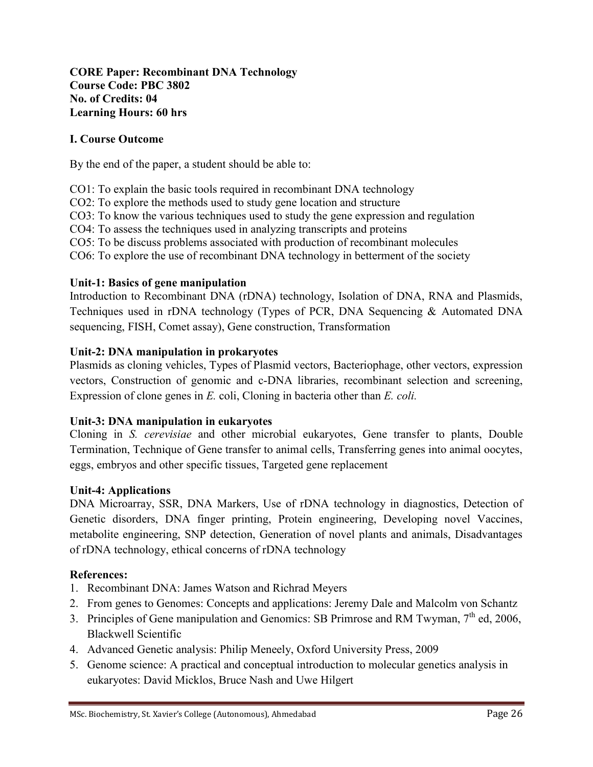**CORE Paper: Recombinant DNA Technology**
**Course Code: PBC 3802**
**No. of Credits: 04**
**Learning Hours: 60 hrs**

## I. Course Outcome

By the end of the paper, a student should be able to:

CO1: To explain the basic tools required in recombinant DNA technology
CO2: To explore the methods used to study gene location and structure
CO3: To know the various techniques used to study the gene expression and regulation
CO4: To assess the techniques used in analyzing transcripts and proteins
CO5: To be discuss problems associated with production of recombinant molecules
CO6: To explore the use of recombinant DNA technology in betterment of the society

### Unit-1: Basics of gene manipulation

Introduction to Recombinant DNA (rDNA) technology, Isolation of DNA, RNA and Plasmids, Techniques used in rDNA technology (Types of PCR, DNA Sequencing & Automated DNA sequencing, FISH, Comet assay), Gene construction, Transformation

### Unit-2: DNA manipulation in prokaryotes

Plasmids as cloning vehicles, Types of Plasmid vectors, Bacteriophage, other vectors, expression vectors, Construction of genomic and c-DNA libraries, recombinant selection and screening, Expression of clone genes in *E.* coli, Cloning in bacteria other than *E. coli.*

### Unit-3: DNA manipulation in eukaryotes

Cloning in *S. cerevisiae* and other microbial eukaryotes, Gene transfer to plants, Double Termination, Technique of Gene transfer to animal cells, Transferring genes into animal oocytes, eggs, embryos and other specific tissues, Targeted gene replacement

### Unit-4: Applications

DNA Microarray, SSR, DNA Markers, Use of rDNA technology in diagnostics, Detection of Genetic disorders, DNA finger printing, Protein engineering, Developing novel Vaccines, metabolite engineering, SNP detection, Generation of novel plants and animals, Disadvantages of rDNA technology, ethical concerns of rDNA technology

### References:

1. Recombinant DNA: James Watson and Richrad Meyers
2. From genes to Genomes: Concepts and applications: Jeremy Dale and Malcolm von Schantz
3. Principles of Gene manipulation and Genomics: SB Primrose and RM Twyman, 7th ed, 2006, Blackwell Scientific
4. Advanced Genetic analysis: Philip Meneely, Oxford University Press, 2009
5. Genome science: A practical and conceptual introduction to molecular genetics analysis in eukaryotes: David Micklos, Bruce Nash and Uwe Hilgert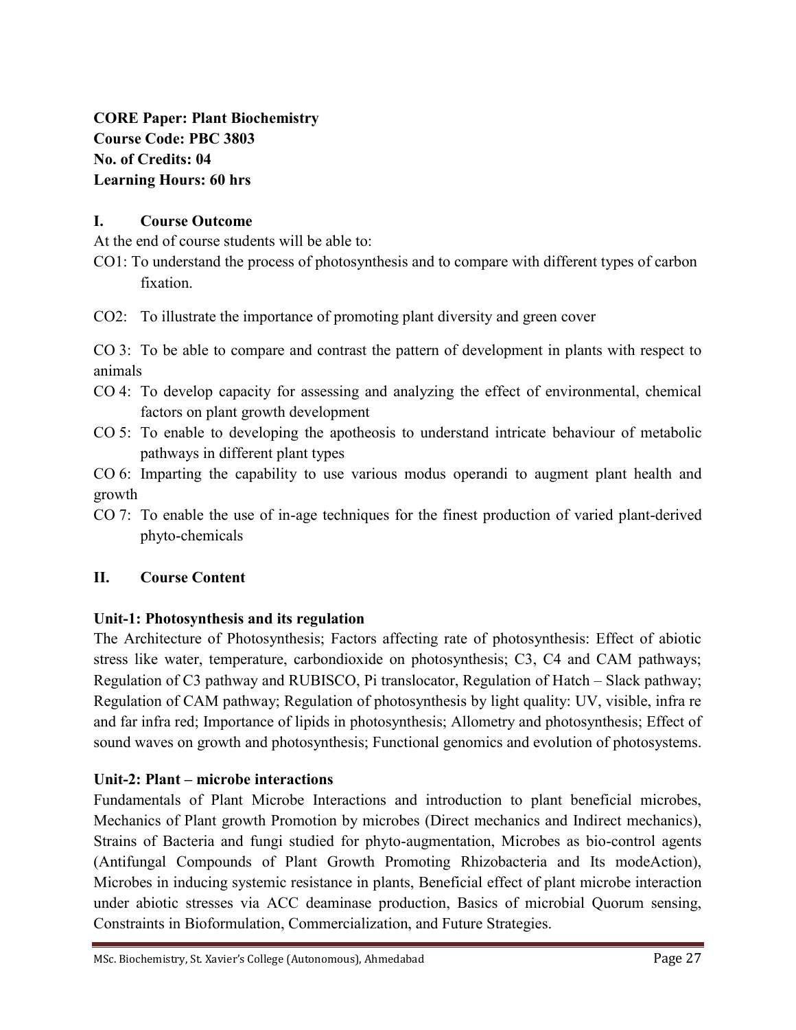**CORE Paper: Plant Biochemistry**
**Course Code: PBC 3803**
**No. of Credits: 04**
**Learning Hours: 60 hrs**

## I. Course Outcome

At the end of course students will be able to:

CO1: To understand the process of photosynthesis and to compare with different types of carbon fixation.

CO2: To illustrate the importance of promoting plant diversity and green cover

CO 3: To be able to compare and contrast the pattern of development in plants with respect to animals

CO 4: To develop capacity for assessing and analyzing the effect of environmental, chemical factors on plant growth development

CO 5: To enable to developing the apotheosis to understand intricate behaviour of metabolic pathways in different plant types

CO 6: Imparting the capability to use various modus operandi to augment plant health and growth

CO 7: To enable the use of in-age techniques for the finest production of varied plant-derived phyto-chemicals

## II. Course Content

### Unit-1: Photosynthesis and its regulation

The Architecture of Photosynthesis; Factors affecting rate of photosynthesis: Effect of abiotic stress like water, temperature, carbondioxide on photosynthesis; C3, C4 and CAM pathways; Regulation of C3 pathway and RUBISCO, Pi translocator, Regulation of Hatch – Slack pathway; Regulation of CAM pathway; Regulation of photosynthesis by light quality: UV, visible, infra re and far infra red; Importance of lipids in photosynthesis; Allometry and photosynthesis; Effect of sound waves on growth and photosynthesis; Functional genomics and evolution of photosystems.

### Unit-2: Plant – microbe interactions

Fundamentals of Plant Microbe Interactions and introduction to plant beneficial microbes, Mechanics of Plant growth Promotion by microbes (Direct mechanics and Indirect mechanics), Strains of Bacteria and fungi studied for phyto-augmentation, Microbes as bio-control agents (Antifungal Compounds of Plant Growth Promoting Rhizobacteria and Its modeAction), Microbes in inducing systemic resistance in plants, Beneficial effect of plant microbe interaction under abiotic stresses via ACC deaminase production, Basics of microbial Quorum sensing, Constraints in Bioformulation, Commercialization, and Future Strategies.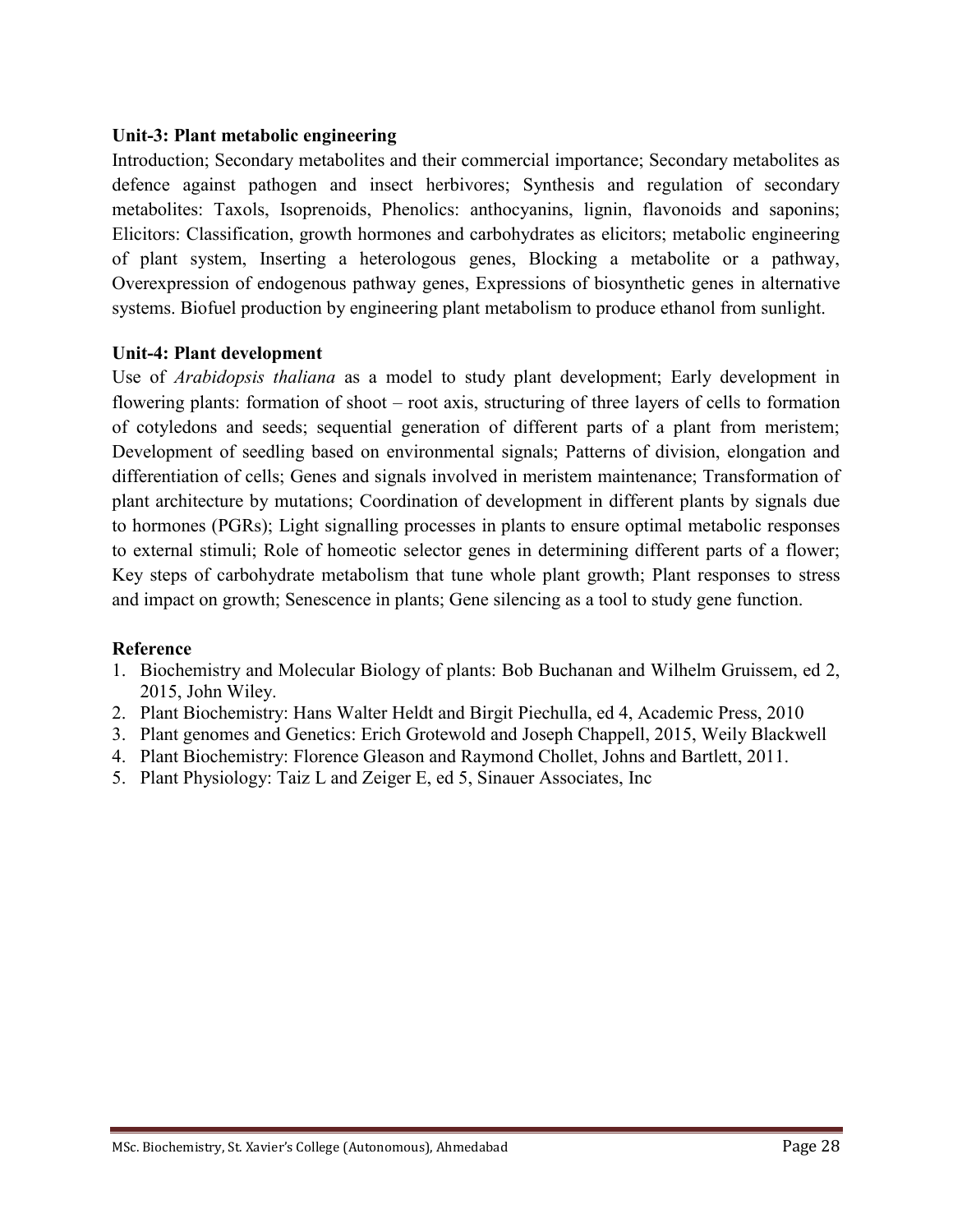**Unit-3: Plant metabolic engineering**

Introduction; Secondary metabolites and their commercial importance; Secondary metabolites as defence against pathogen and insect herbivores; Synthesis and regulation of secondary metabolites: Taxols, Isoprenoids, Phenolics: anthocyanins, lignin, flavonoids and saponins; Elicitors: Classification, growth hormones and carbohydrates as elicitors; metabolic engineering of plant system, Inserting a heterologous genes, Blocking a metabolite or a pathway, Overexpression of endogenous pathway genes, Expressions of biosynthetic genes in alternative systems. Biofuel production by engineering plant metabolism to produce ethanol from sunlight.

**Unit-4: Plant development**

Use of *Arabidopsis thaliana* as a model to study plant development; Early development in flowering plants: formation of shoot – root axis, structuring of three layers of cells to formation of cotyledons and seeds; sequential generation of different parts of a plant from meristem; Development of seedling based on environmental signals; Patterns of division, elongation and differentiation of cells; Genes and signals involved in meristem maintenance; Transformation of plant architecture by mutations; Coordination of development in different plants by signals due to hormones (PGRs); Light signalling processes in plants to ensure optimal metabolic responses to external stimuli; Role of homeotic selector genes in determining different parts of a flower; Key steps of carbohydrate metabolism that tune whole plant growth; Plant responses to stress and impact on growth; Senescence in plants; Gene silencing as a tool to study gene function.

**Reference**

1. Biochemistry and Molecular Biology of plants: Bob Buchanan and Wilhelm Gruissem, ed 2, 2015, John Wiley.
2. Plant Biochemistry: Hans Walter Heldt and Birgit Piechulla, ed 4, Academic Press, 2010
3. Plant genomes and Genetics: Erich Grotewold and Joseph Chappell, 2015, Weily Blackwell
4. Plant Biochemistry: Florence Gleason and Raymond Chollet, Johns and Bartlett, 2011.
5. Plant Physiology: Taiz L and Zeiger E, ed 5, Sinauer Associates, Inc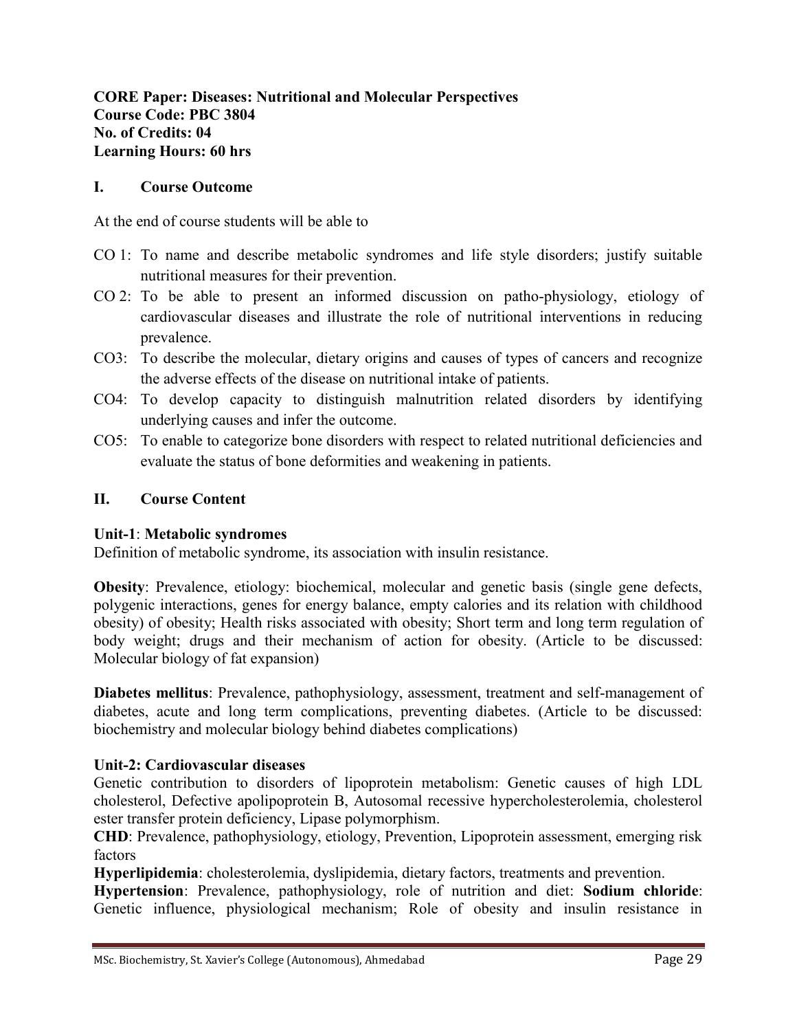**CORE Paper: Diseases: Nutritional and Molecular Perspectives**
**Course Code: PBC 3804**
**No. of Credits: 04**
**Learning Hours: 60 hrs**

## I. Course Outcome

At the end of course students will be able to

- CO 1: To name and describe metabolic syndromes and life style disorders; justify suitable nutritional measures for their prevention.
- CO 2: To be able to present an informed discussion on patho-physiology, etiology of cardiovascular diseases and illustrate the role of nutritional interventions in reducing prevalence.
- CO3: To describe the molecular, dietary origins and causes of types of cancers and recognize the adverse effects of the disease on nutritional intake of patients.
- CO4: To develop capacity to distinguish malnutrition related disorders by identifying underlying causes and infer the outcome.
- CO5: To enable to categorize bone disorders with respect to related nutritional deficiencies and evaluate the status of bone deformities and weakening in patients.

## II. Course Content

**Unit-1**: **Metabolic syndromes**
Definition of metabolic syndrome, its association with insulin resistance.

**Obesity**: Prevalence, etiology: biochemical, molecular and genetic basis (single gene defects, polygenic interactions, genes for energy balance, empty calories and its relation with childhood obesity) of obesity; Health risks associated with obesity; Short term and long term regulation of body weight; drugs and their mechanism of action for obesity. (Article to be discussed: Molecular biology of fat expansion)

**Diabetes mellitus**: Prevalence, pathophysiology, assessment, treatment and self-management of diabetes, acute and long term complications, preventing diabetes. (Article to be discussed: biochemistry and molecular biology behind diabetes complications)

**Unit-2: Cardiovascular diseases**
Genetic contribution to disorders of lipoprotein metabolism: Genetic causes of high LDL cholesterol, Defective apolipoprotein B, Autosomal recessive hypercholesterolemia, cholesterol ester transfer protein deficiency, Lipase polymorphism.
**CHD**: Prevalence, pathophysiology, etiology, Prevention, Lipoprotein assessment, emerging risk factors
**Hyperlipidemia**: cholesterolemia, dyslipidemia, dietary factors, treatments and prevention.
**Hypertension**: Prevalence, pathophysiology, role of nutrition and diet: **Sodium chloride**: Genetic influence, physiological mechanism; Role of obesity and insulin resistance in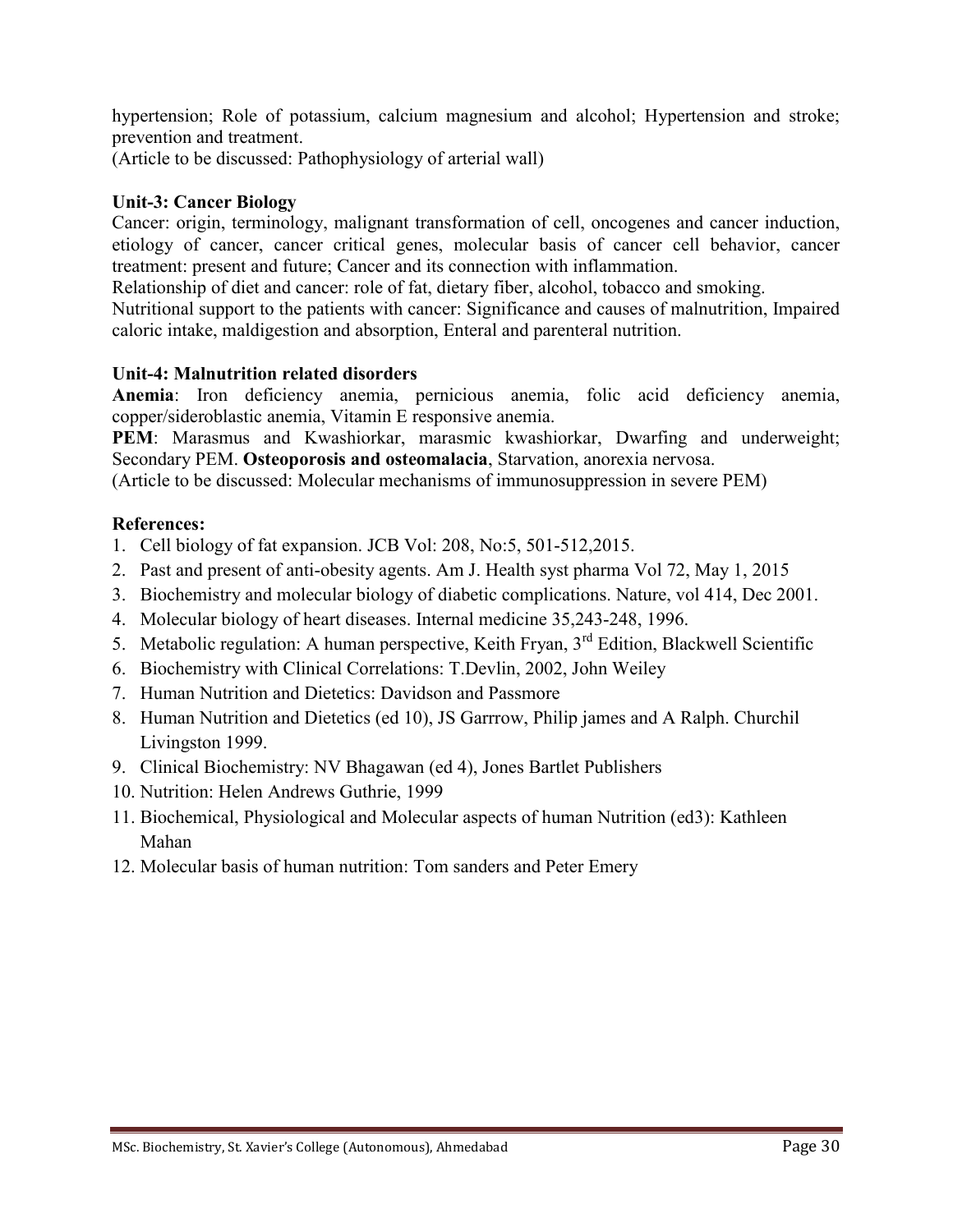hypertension; Role of potassium, calcium magnesium and alcohol; Hypertension and stroke; prevention and treatment.
(Article to be discussed: Pathophysiology of arterial wall)

**Unit-3: Cancer Biology**

Cancer: origin, terminology, malignant transformation of cell, oncogenes and cancer induction, etiology of cancer, cancer critical genes, molecular basis of cancer cell behavior, cancer treatment: present and future; Cancer and its connection with inflammation.
Relationship of diet and cancer: role of fat, dietary fiber, alcohol, tobacco and smoking.
Nutritional support to the patients with cancer: Significance and causes of malnutrition, Impaired caloric intake, maldigestion and absorption, Enteral and parenteral nutrition.

**Unit-4: Malnutrition related disorders**

**Anemia**: Iron deficiency anemia, pernicious anemia, folic acid deficiency anemia, copper/sideroblastic anemia, Vitamin E responsive anemia.
**PEM**: Marasmus and Kwashiorkar, marasmic kwashiorkar, Dwarfing and underweight; Secondary PEM. **Osteoporosis and osteomalacia**, Starvation, anorexia nervosa.
(Article to be discussed: Molecular mechanisms of immunosuppression in severe PEM)

**References:**

1. Cell biology of fat expansion. JCB Vol: 208, No:5, 501-512,2015.
2. Past and present of anti-obesity agents. Am J. Health syst pharma Vol 72, May 1, 2015
3. Biochemistry and molecular biology of diabetic complications. Nature, vol 414, Dec 2001.
4. Molecular biology of heart diseases. Internal medicine 35,243-248, 1996.
5. Metabolic regulation: A human perspective, Keith Fryan, 3rd Edition, Blackwell Scientific
6. Biochemistry with Clinical Correlations: T.Devlin, 2002, John Weiley
7. Human Nutrition and Dietetics: Davidson and Passmore
8. Human Nutrition and Dietetics (ed 10), JS Garrrow, Philip james and A Ralph. Churchil Livingston 1999.
9. Clinical Biochemistry: NV Bhagawan (ed 4), Jones Bartlet Publishers
10. Nutrition: Helen Andrews Guthrie, 1999
11. Biochemical, Physiological and Molecular aspects of human Nutrition (ed3): Kathleen Mahan
12. Molecular basis of human nutrition: Tom sanders and Peter Emery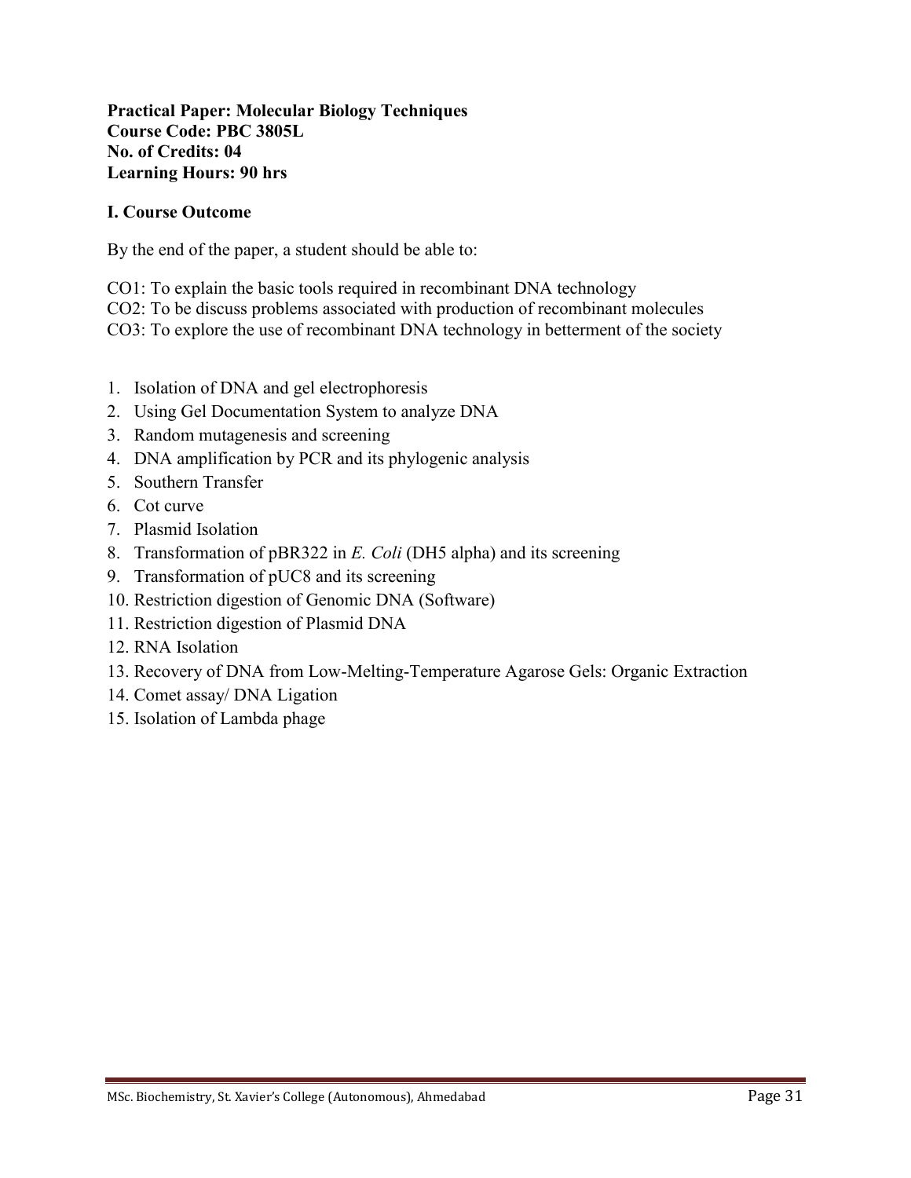**Practical Paper: Molecular Biology Techniques**
**Course Code: PBC 3805L**
**No. of Credits: 04**
**Learning Hours: 90 hrs**

**I. Course Outcome**

By the end of the paper, a student should be able to:

CO1: To explain the basic tools required in recombinant DNA technology
CO2: To be discuss problems associated with production of recombinant molecules
CO3: To explore the use of recombinant DNA technology in betterment of the society

1. Isolation of DNA and gel electrophoresis
2. Using Gel Documentation System to analyze DNA
3. Random mutagenesis and screening
4. DNA amplification by PCR and its phylogenic analysis
5. Southern Transfer
6. Cot curve
7. Plasmid Isolation
8. Transformation of pBR322 in *E. Coli* (DH5 alpha) and its screening
9. Transformation of pUC8 and its screening
10. Restriction digestion of Genomic DNA (Software)
11. Restriction digestion of Plasmid DNA
12. RNA Isolation
13. Recovery of DNA from Low-Melting-Temperature Agarose Gels: Organic Extraction
14. Comet assay/ DNA Ligation
15. Isolation of Lambda phage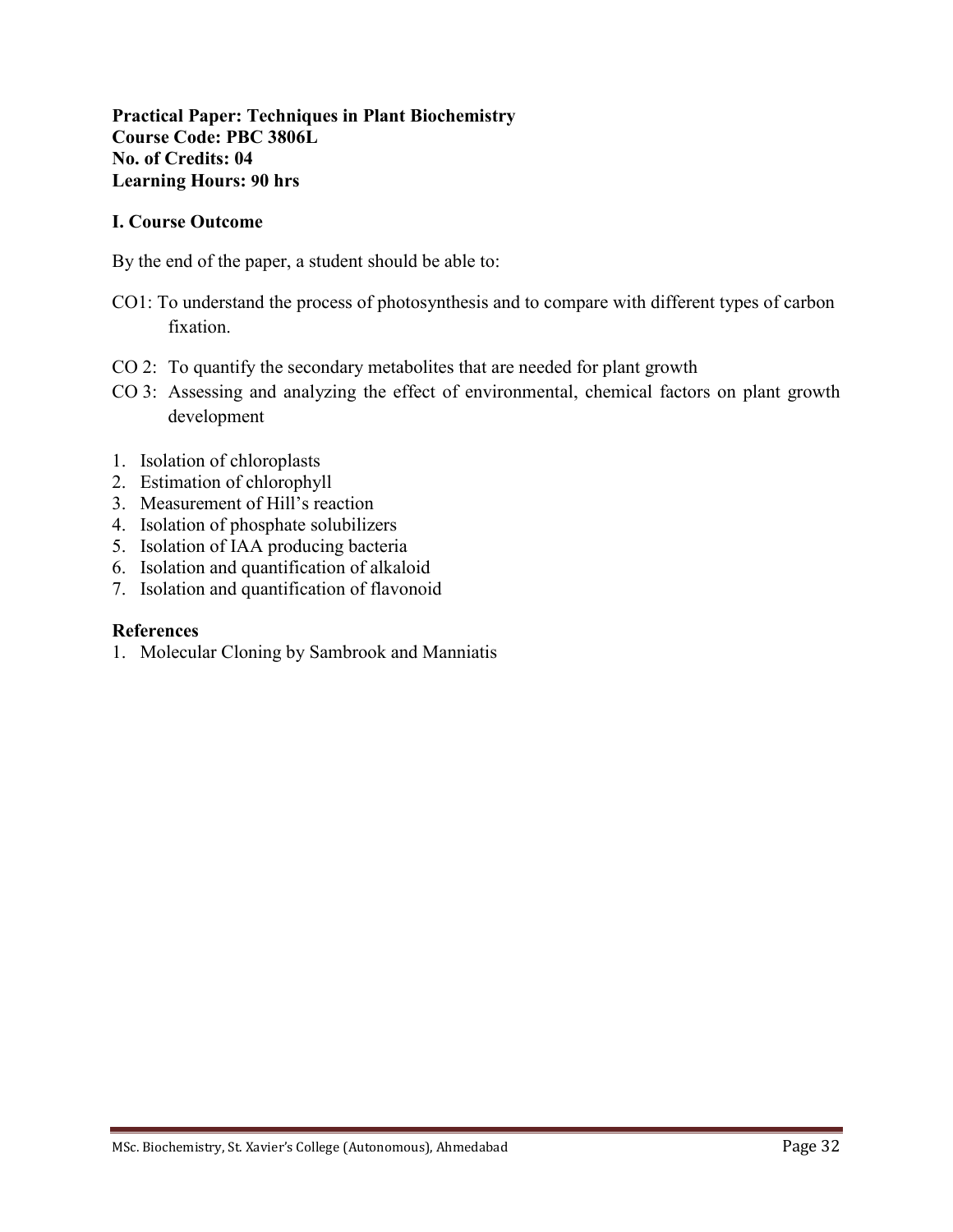**Practical Paper: Techniques in Plant Biochemistry**
**Course Code: PBC 3806L**
**No. of Credits: 04**
**Learning Hours: 90 hrs**

**I. Course Outcome**

By the end of the paper, a student should be able to:

CO1: To understand the process of photosynthesis and to compare with different types of carbon fixation.

CO 2: To quantify the secondary metabolites that are needed for plant growth

CO 3: Assessing and analyzing the effect of environmental, chemical factors on plant growth development

1. Isolation of chloroplasts
2. Estimation of chlorophyll
3. Measurement of Hill's reaction
4. Isolation of phosphate solubilizers
5. Isolation of IAA producing bacteria
6. Isolation and quantification of alkaloid
7. Isolation and quantification of flavonoid

**References**

1. Molecular Cloning by Sambrook and Manniatis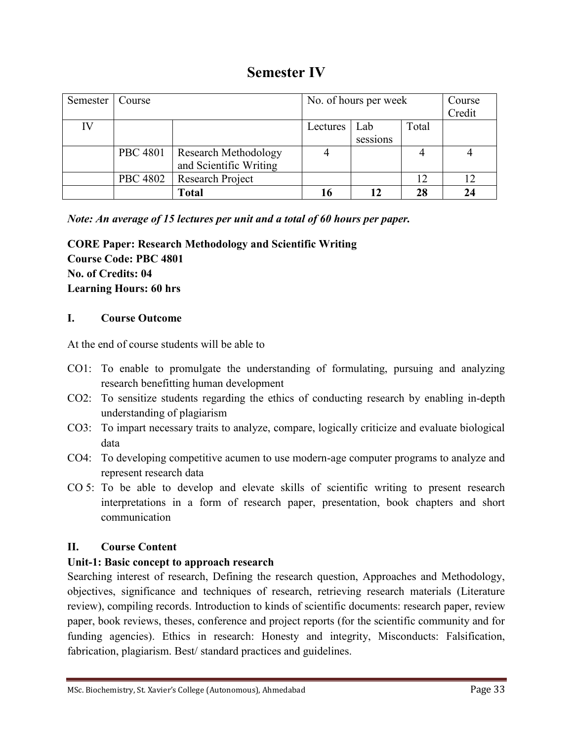# Semester IV

| Semester | Course | | No. of hours per week | | | Course Credit |
|---|---|---|---|---|---|---|
| IV | | | Lectures | Lab sessions | Total | |
| | PBC 4801 | Research Methodology and Scientific Writing | 4 | | 4 | 4 |
| | PBC 4802 | Research Project | | | 12 | 12 |
| | | **Total** | **16** | **12** | **28** | **24** |

***Note: An average of 15 lectures per unit and a total of 60 hours per paper.***

**CORE Paper: Research Methodology and Scientific Writing**
**Course Code: PBC 4801**
**No. of Credits: 04**
**Learning Hours: 60 hrs**

## I. Course Outcome

At the end of course students will be able to

- CO1: To enable to promulgate the understanding of formulating, pursuing and analyzing research benefitting human development
- CO2: To sensitize students regarding the ethics of conducting research by enabling in-depth understanding of plagiarism
- CO3: To impart necessary traits to analyze, compare, logically criticize and evaluate biological data
- CO4: To developing competitive acumen to use modern-age computer programs to analyze and represent research data
- CO 5: To be able to develop and elevate skills of scientific writing to present research interpretations in a form of research paper, presentation, book chapters and short communication

## II. Course Content

**Unit-1: Basic concept to approach research**

Searching interest of research, Defining the research question, Approaches and Methodology, objectives, significance and techniques of research, retrieving research materials (Literature review), compiling records. Introduction to kinds of scientific documents: research paper, review paper, book reviews, theses, conference and project reports (for the scientific community and for funding agencies). Ethics in research: Honesty and integrity, Misconducts: Falsification, fabrication, plagiarism. Best/ standard practices and guidelines.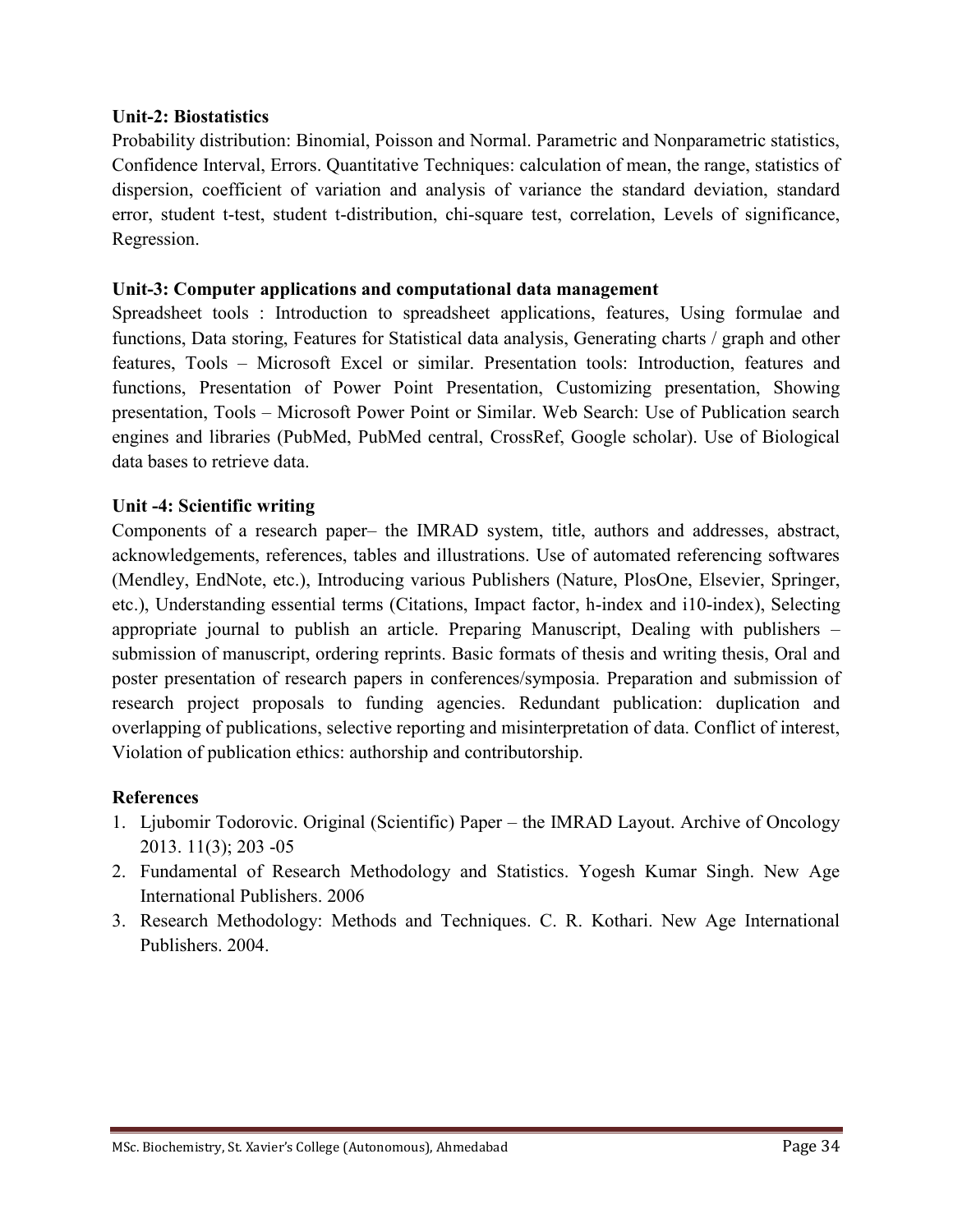**Unit-2: Biostatistics**

Probability distribution: Binomial, Poisson and Normal. Parametric and Nonparametric statistics, Confidence Interval, Errors. Quantitative Techniques: calculation of mean, the range, statistics of dispersion, coefficient of variation and analysis of variance the standard deviation, standard error, student t-test, student t-distribution, chi-square test, correlation, Levels of significance, Regression.

**Unit-3: Computer applications and computational data management**

Spreadsheet tools : Introduction to spreadsheet applications, features, Using formulae and functions, Data storing, Features for Statistical data analysis, Generating charts / graph and other features, Tools – Microsoft Excel or similar. Presentation tools: Introduction, features and functions, Presentation of Power Point Presentation, Customizing presentation, Showing presentation, Tools – Microsoft Power Point or Similar. Web Search: Use of Publication search engines and libraries (PubMed, PubMed central, CrossRef, Google scholar). Use of Biological data bases to retrieve data.

**Unit -4: Scientific writing**

Components of a research paper– the IMRAD system, title, authors and addresses, abstract, acknowledgements, references, tables and illustrations. Use of automated referencing softwares (Mendley, EndNote, etc.), Introducing various Publishers (Nature, PlosOne, Elsevier, Springer, etc.), Understanding essential terms (Citations, Impact factor, h-index and i10-index), Selecting appropriate journal to publish an article. Preparing Manuscript, Dealing with publishers – submission of manuscript, ordering reprints. Basic formats of thesis and writing thesis, Oral and poster presentation of research papers in conferences/symposia. Preparation and submission of research project proposals to funding agencies. Redundant publication: duplication and overlapping of publications, selective reporting and misinterpretation of data. Conflict of interest, Violation of publication ethics: authorship and contributorship.

**References**

1. Ljubomir Todorovic. Original (Scientific) Paper – the IMRAD Layout. Archive of Oncology 2013. 11(3); 203 -05
2. Fundamental of Research Methodology and Statistics. Yogesh Kumar Singh. New Age International Publishers. 2006
3. Research Methodology: Methods and Techniques. C. R. Kothari. New Age International Publishers. 2004.